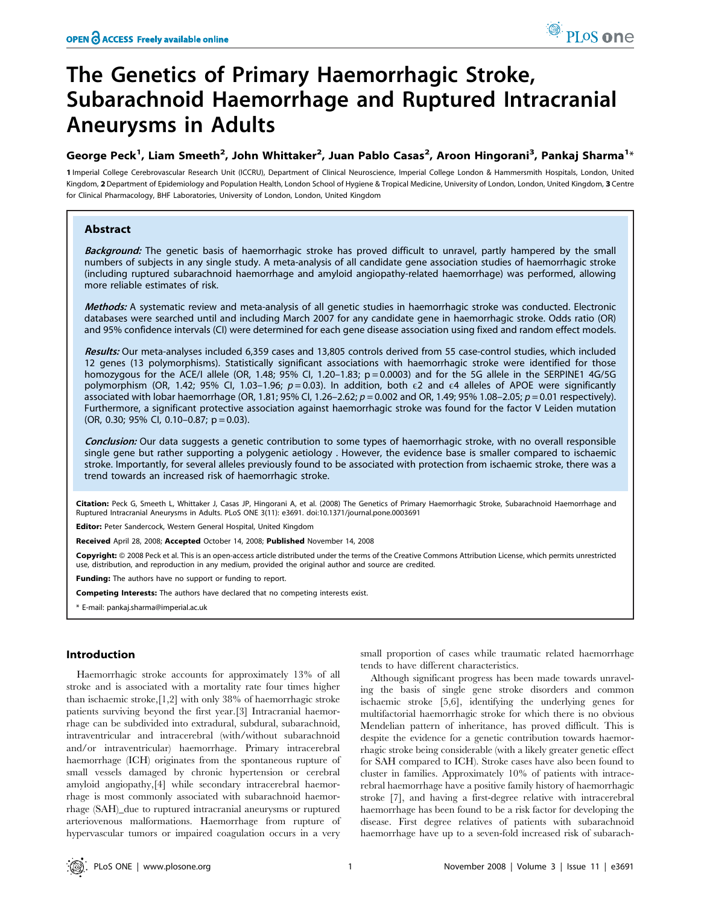# The Genetics of Primary Haemorrhagic Stroke, Subarachnoid Haemorrhage and Ruptured Intracranial Aneurysms in Adults

**George Peck[1], Liam Smeeth[2], John Whittaker[2], Juan Pablo Casas[2], Aroon Hingorani[3], Pankaj Sharma[1]***

1 Imperial College Cerebrovascular Research Unit (ICCRU), Department of Clinical Neuroscience, Imperial College London & Hammersmith Hospitals, London, United Kingdom, 2 Department of Epidemiology and Population Health, London School of Hygiene & Tropical Medicine, University of London, London, United Kingdom, 3 Centre for Clinical Pharmacology, BHF Laboratories, University of London, London, United Kingdom

## Abstract

***Background:*** The genetic basis of haemorrhagic stroke has proved difficult to unravel, partly hampered by the small numbers of subjects in any single study. A meta-analysis of all candidate gene association studies of haemorrhagic stroke (including ruptured subarachnoid haemorrhage and amyloid angiopathy-related haemorrhage) was performed, allowing more reliable estimates of risk.

***Methods:*** A systematic review and meta-analysis of all genetic studies in haemorrhagic stroke was conducted. Electronic databases were searched until and including March 2007 for any candidate gene in haemorrhagic stroke. Odds ratio (OR) and 95% confidence intervals (CI) were determined for each gene disease association using fixed and random effect models.

***Results:*** Our meta-analyses included 6,359 cases and 13,805 controls derived from 55 case-control studies, which included 12 genes (13 polymorphisms). Statistically significant associations with haemorrhagic stroke were identified for those homozygous for the ACE/I allele (OR, 1.48; 95% CI, 1.20–1.83; p = 0.0003) and for the 5G allele in the SERPINE1 4G/5G polymorphism (OR, 1.42; 95% CI, 1.03–1.96; $p = 0.03$). In addition, both $\epsilon2$ and $\epsilon4$ alleles of APOE were significantly associated with lobar haemorrhage (OR, 1.81; 95% CI, 1.26–2.62; $p = 0.002$ and OR, 1.49; 95% 1.08–2.05; $p = 0.01$ respectively). Furthermore, a significant protective association against haemorrhagic stroke was found for the factor V Leiden mutation (OR, 0.30; 95% CI, 0.10–0.87; p = 0.03).

***Conclusion:*** Our data suggests a genetic contribution to some types of haemorrhagic stroke, with no overall responsible single gene but rather supporting a polygenic aetiology . However, the evidence base is smaller compared to ischaemic stroke. Importantly, for several alleles previously found to be associated with protection from ischaemic stroke, there was a trend towards an increased risk of haemorrhagic stroke.

**Citation:** Peck G, Smeeth L, Whittaker J, Casas JP, Hingorani A, et al. (2008) The Genetics of Primary Haemorrhagic Stroke, Subarachnoid Haemorrhage and Ruptured Intracranial Aneurysms in Adults. PLoS ONE 3(11): e3691. doi:10.1371/journal.pone.0003691

**Editor:** Peter Sandercock, Western General Hospital, United Kingdom

**Received** April 28, 2008; **Accepted** October 14, 2008; **Published** November 14, 2008

**Copyright:** © 2008 Peck et al. This is an open-access article distributed under the terms of the Creative Commons Attribution License, which permits unrestricted use, distribution, and reproduction in any medium, provided the original author and source are credited.

**Funding:** The authors have no support or funding to report.

**Competing Interests:** The authors have declared that no competing interests exist.

\* E-mail: pankaj.sharma@imperial.ac.uk

## Introduction

Haemorrhagic stroke accounts for approximately 13% of all stroke and is associated with a mortality rate four times higher than ischaemic stroke,[1,2] with only 38% of haemorrhagic stroke patients surviving beyond the first year.[3] Intracranial haemorrhage can be subdivided into extradural, subdural, subarachnoid, intraventricular and intracerebral (with/without subarachnoid and/or intraventricular) haemorrhage. Primary intracerebral haemorrhage (ICH) originates from the spontaneous rupture of small vessels damaged by chronic hypertension or cerebral amyloid angiopathy,[4] while secondary intracerebral haemorrhage is most commonly associated with subarachnoid haemorrhage (SAH)_due to ruptured intracranial aneurysms or ruptured arteriovenous malformations. Haemorrhage from rupture of hypervascular tumors or impaired coagulation occurs in a very small proportion of cases while traumatic related haemorrhage tends to have different characteristics.

Although significant progress has been made towards unraveling the basis of single gene stroke disorders and common ischaemic stroke [5,6], identifying the underlying genes for multifactorial haemorrhagic stroke for which there is no obvious Mendelian pattern of inheritance, has proved difficult. This is despite the evidence for a genetic contribution towards haemorrhagic stroke being considerable (with a likely greater genetic effect for SAH compared to ICH). Stroke cases have also been found to cluster in families. Approximately 10% of patients with intracerebral haemorrhage have a positive family history of haemorrhagic stroke [7], and having a first-degree relative with intracerebral haemorrhage has been found to be a risk factor for developing the disease. First degree relatives of patients with subarachnoid haemorrhage have up to a seven-fold increased risk of subarach-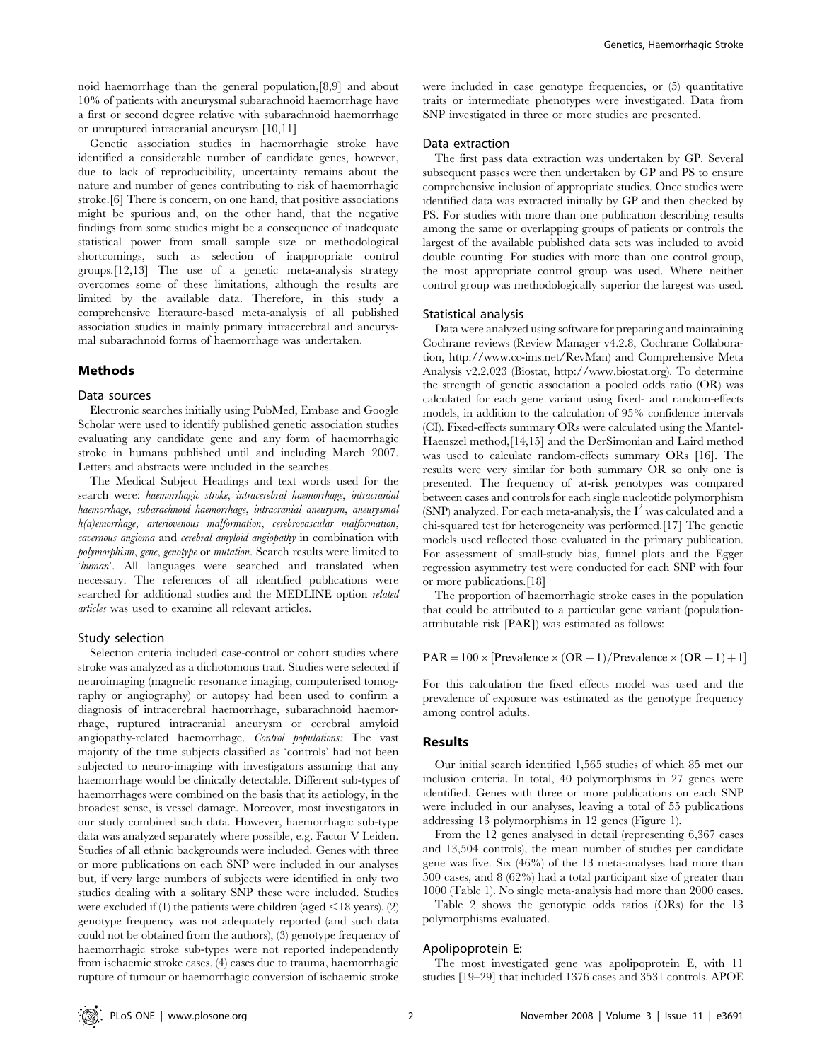noid haemorrhage than the general population,[8,9] and about 10% of patients with aneurysmal subarachnoid haemorrhage have a first or second degree relative with subarachnoid haemorrhage or unruptured intracranial aneurysm.[10,11]

Genetic association studies in haemorrhagic stroke have identified a considerable number of candidate genes, however, due to lack of reproducibility, uncertainty remains about the nature and number of genes contributing to risk of haemorrhagic stroke.[6] There is concern, on one hand, that positive associations might be spurious and, on the other hand, that the negative findings from some studies might be a consequence of inadequate statistical power from small sample size or methodological shortcomings, such as selection of inappropriate control groups.[12,13] The use of a genetic meta-analysis strategy overcomes some of these limitations, although the results are limited by the available data. Therefore, in this study a comprehensive literature-based meta-analysis of all published association studies in mainly primary intracerebral and aneurysmal subarachnoid forms of haemorrhage was undertaken.

## Methods

### Data sources

Electronic searches initially using PubMed, Embase and Google Scholar were used to identify published genetic association studies evaluating any candidate gene and any form of haemorrhagic stroke in humans published until and including March 2007. Letters and abstracts were included in the searches.

The Medical Subject Headings and text words used for the search were: *haemorrhagic stroke*, *intracerebral haemorrhage*, *intracranial haemorrhage*, *subarachnoid haemorrhage*, *intracranial aneurysm*, *aneurysmal h(a)emorrhage*, *arteriovenous malformation*, *cerebrovascular malformation*, *cavernous angioma* and *cerebral amyloid angiopathy* in combination with *polymorphism*, *gene*, *genotype* or *mutation*. Search results were limited to '*human*'. All languages were searched and translated when necessary. The references of all identified publications were searched for additional studies and the MEDLINE option *related articles* was used to examine all relevant articles.

### Study selection

Selection criteria included case-control or cohort studies where stroke was analyzed as a dichotomous trait. Studies were selected if neuroimaging (magnetic resonance imaging, computerised tomography or angiography) or autopsy had been used to confirm a diagnosis of intracerebral haemorrhage, subarachnoid haemorrhage, ruptured intracranial aneurysm or cerebral amyloid angiopathy-related haemorrhage. *Control populations:* The vast majority of the time subjects classified as 'controls' had not been subjected to neuro-imaging with investigators assuming that any haemorrhage would be clinically detectable. Different sub-types of haemorrhages were combined on the basis that its aetiology, in the broadest sense, is vessel damage. Moreover, most investigators in our study combined such data. However, haemorrhagic sub-type data was analyzed separately where possible, e.g. Factor V Leiden. Studies of all ethnic backgrounds were included. Genes with three or more publications on each SNP were included in our analyses but, if very large numbers of subjects were identified in only two studies dealing with a solitary SNP these were included. Studies were excluded if (1) the patients were children (aged <18 years), (2) genotype frequency was not adequately reported (and such data could not be obtained from the authors), (3) genotype frequency of haemorrhagic stroke sub-types were not reported independently from ischaemic stroke cases, (4) cases due to trauma, haemorrhagic rupture of tumour or haemorrhagic conversion of ischaemic stroke were included in case genotype frequencies, or (5) quantitative traits or intermediate phenotypes were investigated. Data from SNP investigated in three or more studies are presented.

### Data extraction

The first pass data extraction was undertaken by GP. Several subsequent passes were then undertaken by GP and PS to ensure comprehensive inclusion of appropriate studies. Once studies were identified data was extracted initially by GP and then checked by PS. For studies with more than one publication describing results among the same or overlapping groups of patients or controls the largest of the available published data sets was included to avoid double counting. For studies with more than one control group, the most appropriate control group was used. Where neither control group was methodologically superior the largest was used.

### Statistical analysis

Data were analyzed using software for preparing and maintaining Cochrane reviews (Review Manager v4.2.8, Cochrane Collaboration, http://www.cc-ims.net/RevMan) and Comprehensive Meta Analysis v2.2.023 (Biostat, http://www.biostat.org). To determine the strength of genetic association a pooled odds ratio (OR) was calculated for each gene variant using fixed- and random-effects models, in addition to the calculation of 95% confidence intervals (CI). Fixed-effects summary ORs were calculated using the Mantel-Haenszel method,[14,15] and the DerSimonian and Laird method was used to calculate random-effects summary ORs [16]. The results were very similar for both summary OR so only one is presented. The frequency of at-risk genotypes was compared between cases and controls for each single nucleotide polymorphism (SNP) analyzed. For each meta-analysis, the $I^2$ was calculated and a chi-squared test for heterogeneity was performed.[17] The genetic models used reflected those evaluated in the primary publication. For assessment of small-study bias, funnel plots and the Egger regression asymmetry test were conducted for each SNP with four or more publications.[18]

The proportion of haemorrhagic stroke cases in the population that could be attributed to a particular gene variant (population-attributable risk [PAR]) was estimated as follows:

$$\mathrm{PAR} = 100 \times [\mathrm{Prevalence} \times (\mathrm{OR} - 1)/\mathrm{Prevalence} \times (\mathrm{OR} - 1) + 1]$$

For this calculation the fixed effects model was used and the prevalence of exposure was estimated as the genotype frequency among control adults.

## Results

Our initial search identified 1,565 studies of which 85 met our inclusion criteria. In total, 40 polymorphisms in 27 genes were identified. Genes with three or more publications on each SNP were included in our analyses, leaving a total of 55 publications addressing 13 polymorphisms in 12 genes (Figure 1).

From the 12 genes analysed in detail (representing 6,367 cases and 13,504 controls), the mean number of studies per candidate gene was five. Six (46%) of the 13 meta-analyses had more than 500 cases, and 8 (62%) had a total participant size of greater than 1000 (Table 1). No single meta-analysis had more than 2000 cases.

Table 2 shows the genotypic odds ratios (ORs) for the 13 polymorphisms evaluated.

### Apolipoprotein E:

The most investigated gene was apolipoprotein E, with 11 studies [19–29] that included 1376 cases and 3531 controls. APOE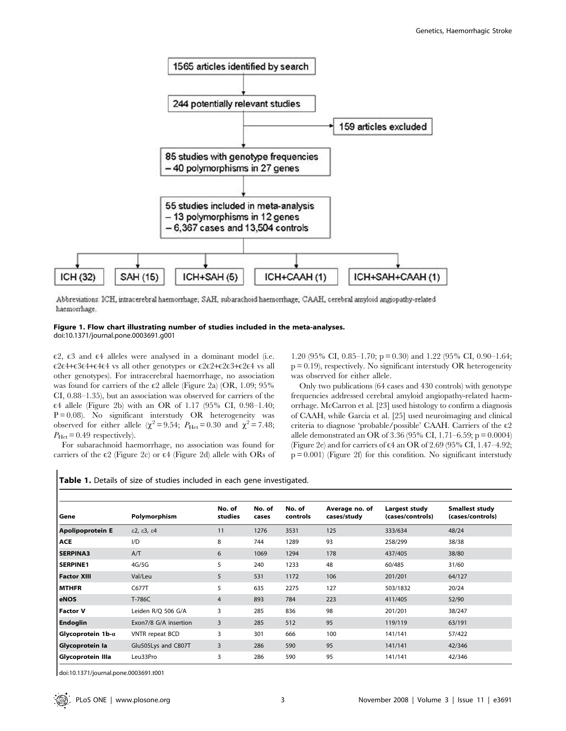1565 articles identified by search

244 potentially relevant studies

159 articles excluded

85 studies with genotype frequencies – 40 polymorphisms in 27 genes

55 studies included in meta-analysis – 13 polymorphisms in 12 genes – 6,367 cases and 13,504 controls

ICH (32) | SAH (15) | ICH+SAH (5) | ICH+CAAH (1) | ICH+SAH+CAAH (1)

Abbreviations: ICH, intracerebral haemorrhage; SAH, subarachoid haemorrhage; CAAH, cerebral amyloid angiopathy-related haemorrhage.

**Figure 1. Flow chart illustrating number of studies included in the meta-analyses.**
doi:10.1371/journal.pone.0003691.g001

ε2, ε3 and ε4 alleles were analysed in a dominant model (i.e. ε2ε4+ε3ε4+ε4ε4 vs all other genotypes or ε2ε2+ε2ε3+ε2ε4 vs all other genotypes). For intracerebral haemorrhage, no association was found for carriers of the ε2 allele (Figure 2a) (OR, 1.09; 95% CI, 0.88–1.35), but an association was observed for carriers of the ε4 allele (Figure 2b) with an OR of 1.17 (95% CI, 0.98–1.40; P = 0.08). No significant interstudy OR heterogeneity was observed for either allele ($\chi^2 = 9.54$; $P_{Het} = 0.30$ and $\chi^2 = 7.48$; $P_{Het} = 0.49$ respectively).

For subarachnoid haemorrhage, no association was found for carriers of the ε2 (Figure 2c) or ε4 (Figure 2d) allele with ORs of 1.20 (95% CI, 0.85–1.70; p = 0.30) and 1.22 (95% CI, 0.90–1.64; p = 0.19), respectively. No significant interstudy OR heterogeneity was observed for either allele.

Only two publications (64 cases and 430 controls) with genotype frequencies addressed cerebral amyloid angiopathy-related haemorrhage. McCarron et al. [23] used histology to confirm a diagnosis of CAAH, while Garcia et al. [25] used neuroimaging and clinical criteria to diagnose 'probable/possible' CAAH. Carriers of the ε2 allele demonstrated an OR of 3.36 (95% CI, 1.71–6.59; p = 0.0004) (Figure 2e) and for carriers of ε4 an OR of 2.69 (95% CI, 1.47–4.92; p = 0.001) (Figure 2f) for this condition. No significant interstudy

**Table 1.** Details of size of studies included in each gene investigated.

| Gene | Polymorphism | No. of studies | No. of cases | No. of controls | Average no. of cases/study | Largest study (cases/controls) | Smallest study (cases/controls) |
|---|---|---|---|---|---|---|---|
| **Apolipoprotein E** | ε2, ε3, ε4 | 11 | 1276 | 3531 | 125 | 333/634 | 48/24 |
| **ACE** | I/D | 8 | 744 | 1289 | 93 | 258/299 | 38/38 |
| **SERPINA3** | A/T | 6 | 1069 | 1294 | 178 | 437/405 | 38/80 |
| **SERPINE1** | 4G/5G | 5 | 240 | 1233 | 48 | 60/485 | 31/60 |
| **Factor XIII** | Val/Leu | 5 | 531 | 1172 | 106 | 201/201 | 64/127 |
| **MTHFR** | C677T | 5 | 635 | 2275 | 127 | 503/1832 | 20/24 |
| **eNOS** | T-786C | 4 | 893 | 784 | 223 | 411/405 | 52/90 |
| **Factor V** | Leiden R/Q 506 G/A | 3 | 285 | 836 | 98 | 201/201 | 38/247 |
| **Endoglin** | Exon7/8 G/A insertion | 3 | 285 | 512 | 95 | 119/119 | 63/191 |
| **Glycoprotein 1b-α** | VNTR repeat BCD | 3 | 301 | 666 | 100 | 141/141 | 57/422 |
| **Glycoprotein Ia** | Glu505Lys and C807T | 3 | 286 | 590 | 95 | 141/141 | 42/346 |
| **Glycoprotein IIIa** | Leu33Pro | 3 | 286 | 590 | 95 | 141/141 | 42/346 |

doi:10.1371/journal.pone.0003691.t001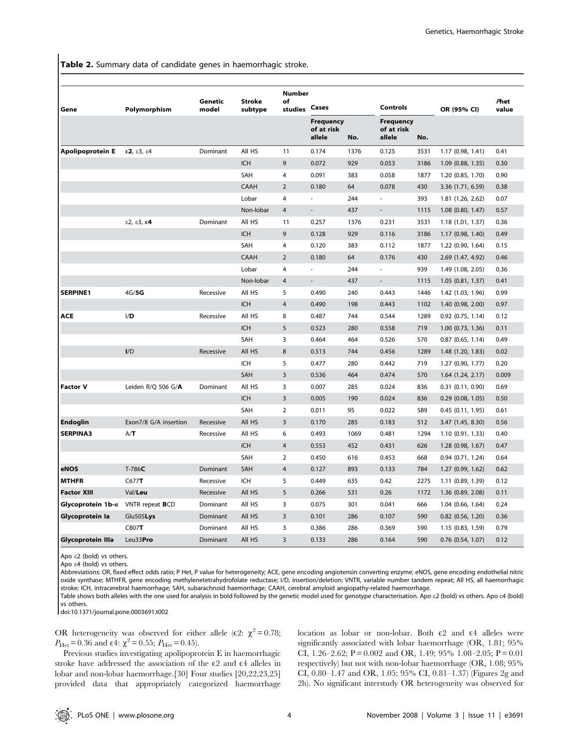**Table 2.** Summary data of candidate genes in haemorrhagic stroke.

| Gene | Polymorphism | Genetic model | Stroke subtype | Number of studies | Cases | | Controls | | OR (95% CI) | *P*het value |
|---|---|---|---|---|---|---|---|---|---|---|
| | | | | | Frequency of at risk allele | No. | Frequency of at risk allele | No. | | |
| **Apolipoprotein E** | ε**2**, ε3, ε4 | Dominant | All HS | 11 | 0.174 | 1376 | 0.125 | 3531 | 1.17 (0.98, 1.41) | 0.41 |
| | | | ICH | 9 | 0.072 | 929 | 0.053 | 3186 | 1.09 (0.88, 1.35) | 0.30 |
| | | | SAH | 4 | 0.091 | 383 | 0.058 | 1877 | 1.20 (0.85, 1.70) | 0.90 |
| | | | CAAH | 2 | 0.180 | 64 | 0.078 | 430 | 3.36 (1.71, 6.59) | 0.38 |
| | | | Lobar | 4 | - | 244 | - | 393 | 1.81 (1.26, 2.62) | 0.07 |
| | | | Non-lobar | 4 | - | 437 | - | 1115 | 1.08 (0.80, 1.47) | 0.57 |
| | ε2, ε3, ε**4** | Dominant | All HS | 11 | 0.257 | 1376 | 0.231 | 3531 | 1.18 (1.01, 1.37) | 0.36 |
| | | | ICH | 9 | 0.128 | 929 | 0.116 | 3186 | 1.17 (0.98, 1.40) | 0.49 |
| | | | SAH | 4 | 0.120 | 383 | 0.112 | 1877 | 1.22 (0.90, 1.64) | 0.15 |
| | | | CAAH | 2 | 0.180 | 64 | 0.176 | 430 | 2.69 (1.47, 4.92) | 0.46 |
| | | | Lobar | 4 | - | 244 | - | 939 | 1.49 (1.08, 2.05) | 0.36 |
| | | | Non-lobar | 4 | - | 437 | - | 1115 | 1.05 (0.81, 1.37) | 0.41 |
| **SERPINE1** | 4G/**5G** | Recessive | All HS | 5 | 0.490 | 240 | 0.443 | 1446 | 1.42 (1.03, 1.96) | 0.99 |
| | | | ICH | 4 | 0.490 | 198 | 0.443 | 1102 | 1.40 (0.98, 2.00) | 0.97 |
| **ACE** | I/**D** | Recessive | All HS | 8 | 0.487 | 744 | 0.544 | 1289 | 0.92 (0.75, 1.14) | 0.12 |
| | | | ICH | 5 | 0.523 | 280 | 0.558 | 719 | 1.00 (0.73, 1.36) | 0.11 |
| | | | SAH | 3 | 0.464 | 464 | 0.526 | 570 | 0.87 (0.65, 1.14) | 0.49 |
| | **I**/D | Recessive | All HS | 8 | 0.513 | 744 | 0.456 | 1289 | 1.48 (1.20, 1.83) | 0.02 |
| | | | ICH | 5 | 0.477 | 280 | 0.442 | 719 | 1.27 (0.90, 1.77) | 0.20 |
| | | | SAH | 3 | 0.536 | 464 | 0.474 | 570 | 1.64 (1.24, 2.17) | 0.009 |
| **Factor V** | Leiden R/Q 506 G/**A** | Dominant | All HS | 3 | 0.007 | 285 | 0.024 | 836 | 0.31 (0.11, 0.90) | 0.69 |
| | | | ICH | 3 | 0.005 | 190 | 0.024 | 836 | 0.29 (0.08, 1.05) | 0.50 |
| | | | SAH | 2 | 0.011 | 95 | 0.022 | 589 | 0.45 (0.11, 1.95) | 0.61 |
| **Endoglin** | Exon7/8 G/A insertion | Recessive | All HS | 3 | 0.170 | 285 | 0.183 | 512 | 3.47 (1.45, 8.30) | 0.56 |
| **SERPINA3** | A/**T** | Recessive | All HS | 6 | 0.493 | 1069 | 0.481 | 1294 | 1.10 (0.91, 1.33) | 0.40 |
| | | | ICH | 4 | 0.553 | 452 | 0.431 | 626 | 1.28 (0.98, 1.67) | 0.47 |
| | | | SAH | 2 | 0.450 | 616 | 0.453 | 668 | 0.94 (0.71, 1.24) | 0.64 |
| **eNOS** | T-786**C** | Dominant | SAH | 4 | 0.127 | 893 | 0.133 | 784 | 1.27 (0.99, 1.62) | 0.62 |
| **MTHFR** | C677**T** | Recessive | ICH | 5 | 0.449 | 635 | 0.42 | 2275 | 1.11 (0.89, 1.39) | 0.12 |
| **Factor XIII** | Val/**Leu** | Recessive | All HS | 5 | 0.266 | 531 | 0.26 | 1172 | 1.36 (0.89, 2.08) | 0.11 |
| **Glycoprotein 1b-α** | VNTR repeat **B**CD | Dominant | All HS | 3 | 0.075 | 301 | 0.041 | 666 | 1.04 (0.66, 1.64) | 0.24 |
| **Glycoprotein Ia** | Glu505**Lys** | Dominant | All HS | 3 | 0.101 | 286 | 0.107 | 590 | 0.82 (0.56, 1.20) | 0.36 |
| | C807**T** | Dominant | All HS | 3 | 0.386 | 286 | 0.369 | 590 | 1.15 (0.83, 1.59) | 0.79 |
| **Glycoprotein IIIa** | Leu33**Pro** | Dominant | All HS | 3 | 0.133 | 286 | 0.164 | 590 | 0.76 (0.54, 1.07) | 0.12 |

Apo ε2 (bold) vs others.
Apo ε4 (bold) vs others.
Abbreviations: OR, fixed effect odds ratio; P Het, P value for heterogeneity; ACE, gene encoding angiotensin converting enzyme; eNOS, gene encoding endothelial nitric oxide synthase; MTHFR, gene encoding methylenetetrahydrofolate reductase; I/D, insertion/deletion; VNTR, variable number tandem repeat; All HS, all haemorrhagic stroke; ICH, intracerebral haemorrhage; SAH, subarachnoid haemorrhage; CAAH, cerebral amyloid angiopathy-related haemorrhage.
Table shows both alleles with the one used for analysis in bold followed by the genetic model used for genotype characterisation. Apo ε2 (bold) vs others. Apo ε4 (bold) vs others.
doi:10.1371/journal.pone.0003691.t002

OR heterogeneity was observed for either allele (ε2: $\chi^2 = 0.78$; $P_{\text{Het}} = 0.36$ and ε4: $\chi^2 = 0.55$; $P_{\text{Het}} = 0.45$).

Previous studies investigating apolipoprotein E in haemorrhagic stroke have addressed the association of the ε2 and ε4 alleles in lobar and non-lobar haemorrhage.[30] Four studies [20,22,23,25] provided data that appropriately categorized haemorrhage location as lobar or non-lobar. Both ε2 and ε4 alleles were significantly associated with lobar haemorrhage (OR, 1.81; 95% CI, 1.26–2.62; P = 0.002 and OR, 1.49; 95% 1.08–2.05; P = 0.01 respectively) but not with non-lobar haemorrhage (OR, 1.08; 95% CI, 0.80–1.47 and OR, 1.05; 95% CI, 0.81–1.37) (Figures 2g and 2h). No significant interstudy OR heterogeneity was observed for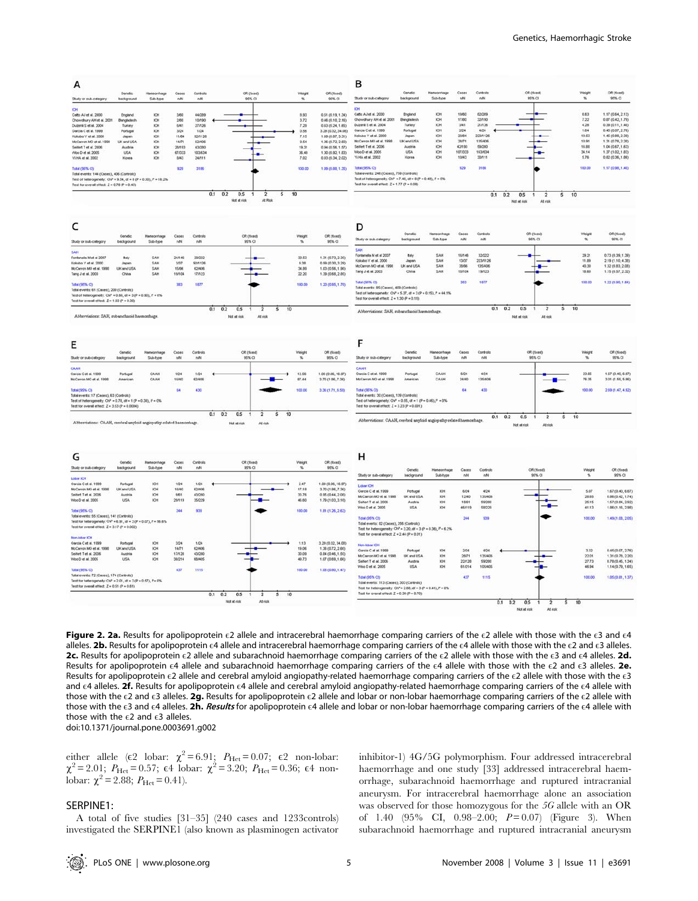**Figure 2. 2a.** Results for apolipoprotein ε2 allele and intracerebral haemorrhage comparing carriers of the ε2 allele with those with the ε3 and ε4 alleles. **2b.** Results for apolipoprotein ε4 allele and intracerebral haemorrhage comparing carriers of the ε4 allele with those with the ε2 and ε3 alleles. **2c.** Results for apolipoprotein ε2 allele and subarachnoid haemorrhage comparing carriers of the ε2 allele with those with the ε3 and ε4 alleles. **2d.** Results for apolipoprotein ε4 allele and subarachnoid haemorrhage comparing carriers of the ε4 allele with those with the ε2 and ε3 alleles. **2e.** Results for apolipoprotein ε2 allele and cerebral amyloid angiopathy-related haemorrhage comparing carriers of the ε2 allele with those with the ε3 and ε4 alleles. **2f.** Results for apolipoprotein ε4 allele and cerebral amyloid angiopathy-related haemorrhage comparing carriers of the ε4 allele with those with the ε2 and ε3 alleles. **2g.** Results for apolipoprotein ε2 allele and lobar or non-lobar haemorrhage comparing carriers of the ε2 allele with those with the ε3 and ε4 alleles. **2h.** ***Results*** for apolipoprotein ε4 allele and lobar or non-lobar haemorrhage comparing carriers of the ε4 allele with those with the ε2 and ε3 alleles.

doi:10.1371/journal.pone.0003691.g002

either allele (ε2 lobar: $\chi^2 = 6.91$; $P_{\text{Het}} = 0.07$; ε2 non-lobar: $\chi^2 = 2.01$; $P_{\text{Het}} = 0.57$; ε4 lobar: $\chi^2 = 3.20$; $P_{\text{Het}} = 0.36$; ε4 non-lobar: $\chi^2 = 2.88$; $P_{\text{Het}} = 0.41$).

## SERPINE1:

A total of five studies [31–35] (240 cases and 1233controls) investigated the SERPINE1 (also known as plasminogen activator inhibitor-1) 4G/5G polymorphism. Four addressed intracerebral haemorrhage and one study [33] addressed intracerebral haemorrhage, subarachnoid haemorrhage and ruptured intracranial aneurysm. For intracerebral haemorrhage alone an association was observed for those homozygous for the *5G* allele with an OR of 1.40 (95% CI, 0.98–2.00; $P = 0.07$) (Figure 3). When subarachnoid haemorrhage and ruptured intracranial aneurysm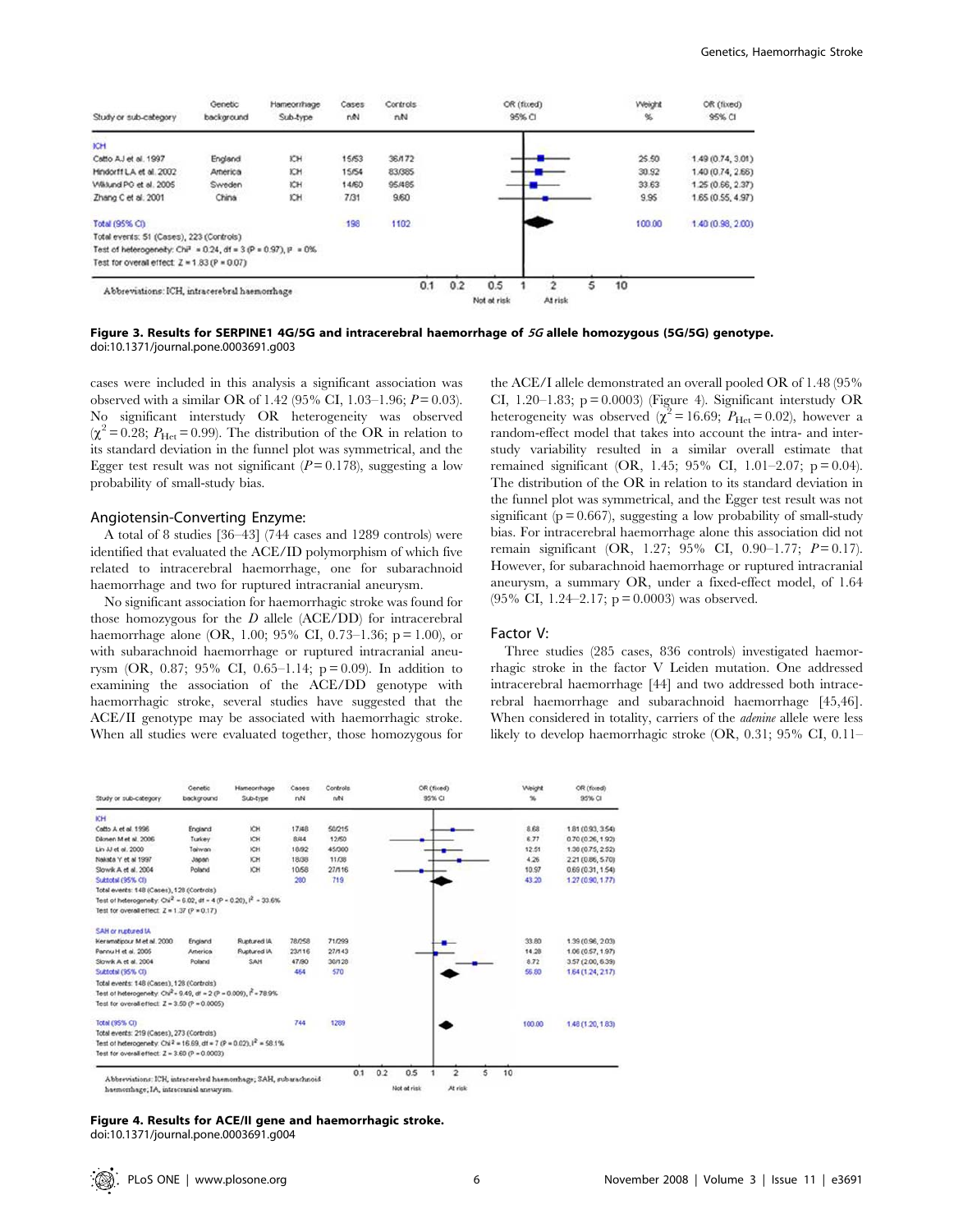| Study or sub-category | Genetic background | Haemorrhage Sub-type | Cases n/N | Controls n/N | Weight % | OR (fixed) 95% CI |
|---|---|---|---|---|---|---|
| ICH | | | | | | |
| Catto AJ et al. 1997 | England | ICH | 15/53 | 36/172 | 25.50 | 1.49 (0.74, 3.01) |
| Hindorff LA et al. 2002 | America | ICH | 15/54 | 83/385 | 30.92 | 1.40 (0.74, 2.65) |
| Wiklund PG et al. 2005 | Sweden | ICH | 14/60 | 95/485 | 33.63 | 1.25 (0.66, 2.37) |
| Zhang C et al. 2001 | China | ICH | 7/31 | 9/60 | 9.95 | 1.65 (0.55, 4.97) |
| Total (95% CI) | | | 198 | 1102 | 100.00 | 1.40 (0.98, 2.00) |

Total events: 51 (Cases), 223 (Controls)
Test of heterogeneity: $Chi^2 = 0.24$, df = 3 (P = 0.97), $I^2 = 0\%$
Test for overall effect: Z = 1.83 (P = 0.07)

Abbreviations: ICH, intracerebral haemorrhage

**Figure 3. Results for SERPINE1 4G/5G and intracerebral haemorrhage of *5G* allele homozygous (5G/5G) genotype.**
doi:10.1371/journal.pone.0003691.g003

cases were included in this analysis a significant association was observed with a similar OR of 1.42 (95% CI, 1.03–1.96; $P = 0.03$). No significant interstudy OR heterogeneity was observed ($\chi^2 = 0.28$; $P_{Het} = 0.99$). The distribution of the OR in relation to its standard deviation in the funnel plot was symmetrical, and the Egger test result was not significant ($P = 0.178$), suggesting a low probability of small-study bias.

## Angiotensin-Converting Enzyme:

A total of 8 studies [36–43] (744 cases and 1289 controls) were identified that evaluated the ACE/ID polymorphism of which five related to intracerebral haemorrhage, one for subarachnoid haemorrhage and two for ruptured intracranial aneurysm.

No significant association for haemorrhagic stroke was found for those homozygous for the *D* allele (ACE/DD) for intracerebral haemorrhage alone (OR, 1.00; 95% CI, 0.73–1.36; p = 1.00), or with subarachnoid haemorrhage or ruptured intracranial aneurysm (OR, 0.87; 95% CI, 0.65–1.14; p = 0.09). In addition to examining the association of the ACE/DD genotype with haemorrhagic stroke, several studies have suggested that the ACE/II genotype may be associated with haemorrhagic stroke. When all studies were evaluated together, those homozygous for the ACE/I allele demonstrated an overall pooled OR of 1.48 (95% CI, 1.20–1.83; p = 0.0003) (Figure 4). Significant interstudy OR heterogeneity was observed ($\chi^2 = 16.69$; $P_{Het} = 0.02$), however a random-effect model that takes into account the intra- and inter-study variability resulted in a similar overall estimate that remained significant (OR, 1.45; 95% CI, 1.01–2.07; p = 0.04). The distribution of the OR in relation to its standard deviation in the funnel plot was symmetrical, and the Egger test result was not significant (p = 0.667), suggesting a low probability of small-study bias. For intracerebral haemorrhage alone this association did not remain significant (OR, 1.27; 95% CI, 0.90–1.77; $P = 0.17$). However, for subarachnoid haemorrhage or ruptured intracranial aneurysm, a summary OR, under a fixed-effect model, of 1.64 (95% CI, 1.24–2.17; p = 0.0003) was observed.

## Factor V:

Three studies (285 cases, 836 controls) investigated haemorrhagic stroke in the factor V Leiden mutation. One addressed intracerebral haemorrhage [44] and two addressed both intracerebral haemorrhage and subarachnoid haemorrhage [45,46]. When considered in totality, carriers of the *adenine* allele were less likely to develop haemorrhagic stroke (OR, 0.31; 95% CI, 0.11–

| Study or sub-category | Genetic background | Haemorrhage Sub-type | Cases n/N | Controls n/N | Weight % | OR (fixed) 95% CI |
|---|---|---|---|---|---|---|
| ICH | | | | | | |
| Catto A et al. 1996 | England | ICH | 17/48 | 50/215 | 8.68 | 1.81 (0.93, 3.54) |
| Dikmen M et al. 2006 | Turkey | ICH | 8/44 | 12/50 | 6.77 | 0.70 (0.26, 1.92) |
| Lin JJ et al. 2000 | Taiwan | ICH | 18/92 | 45/300 | 12.51 | 1.38 (0.75, 2.52) |
| Nakata Y et al 1997 | Japan | ICH | 18/38 | 11/38 | 4.26 | 2.21 (0.86, 5.70) |
| Slowik A et al. 2004 | Poland | ICH | 10/58 | 27/116 | 10.97 | 0.69 (0.31, 1.54) |
| Subtotal (95% CI) | | | 280 | 719 | 43.20 | 1.27 (0.90, 1.77) |

Total events: 148 (Cases), 128 (Controls)
Test of heterogeneity: $Chi^2 = 6.02$, df = 4 (P = 0.20), $I^2 = 33.6\%$
Test for overall effect: Z = 1.37 (P = 0.17)

| Study or sub-category | Genetic background | Haemorrhage Sub-type | Cases n/N | Controls n/N | Weight % | OR (fixed) 95% CI |
|---|---|---|---|---|---|---|
| SAH or ruptured IA | | | | | | |
| Keramatipour M et al. 2000 | England | Ruptured IA | 78/258 | 71/299 | 33.80 | 1.39 (0.96, 2.03) |
| Pannu H et al. 2005 | America | Ruptured IA | 23/116 | 27/143 | 14.28 | 1.06 (0.57, 1.97) |
| Slowik A et al. 2004 | Poland | SAH | 47/90 | 30/128 | 8.72 | 3.57 (2.00, 6.39) |
| Subtotal (95% CI) | | | 464 | 570 | 56.80 | 1.64 (1.24, 2.17) |

Total events: 148 (Cases), 128 (Controls)
Test of heterogeneity: $Chi^2 = 9.49$, df = 2 (P = 0.009), $I^2 = 78.9\%$
Test for overall effect: Z = 3.50 (P = 0.0005)

| | | | Cases | Controls | Weight % | OR (fixed) 95% CI |
|---|---|---|---|---|---|---|
| Total (95% CI) | | | 744 | 1289 | 100.00 | 1.48 (1.20, 1.83) |

Total events: 219 (Cases), 273 (Controls)
Test of heterogeneity: $Chi^2 = 16.69$, df = 7 (P = 0.02), $I^2 = 58.1\%$
Test for overall effect: Z = 3.60 (P = 0.0003)

Abbreviations: ICH, intracerebral haemorrhage; SAH, subarachnoid haemorrhage; IA, intracranial aneurysm.

**Figure 4. Results for ACE/II gene and haemorrhagic stroke.**
doi:10.1371/journal.pone.0003691.g004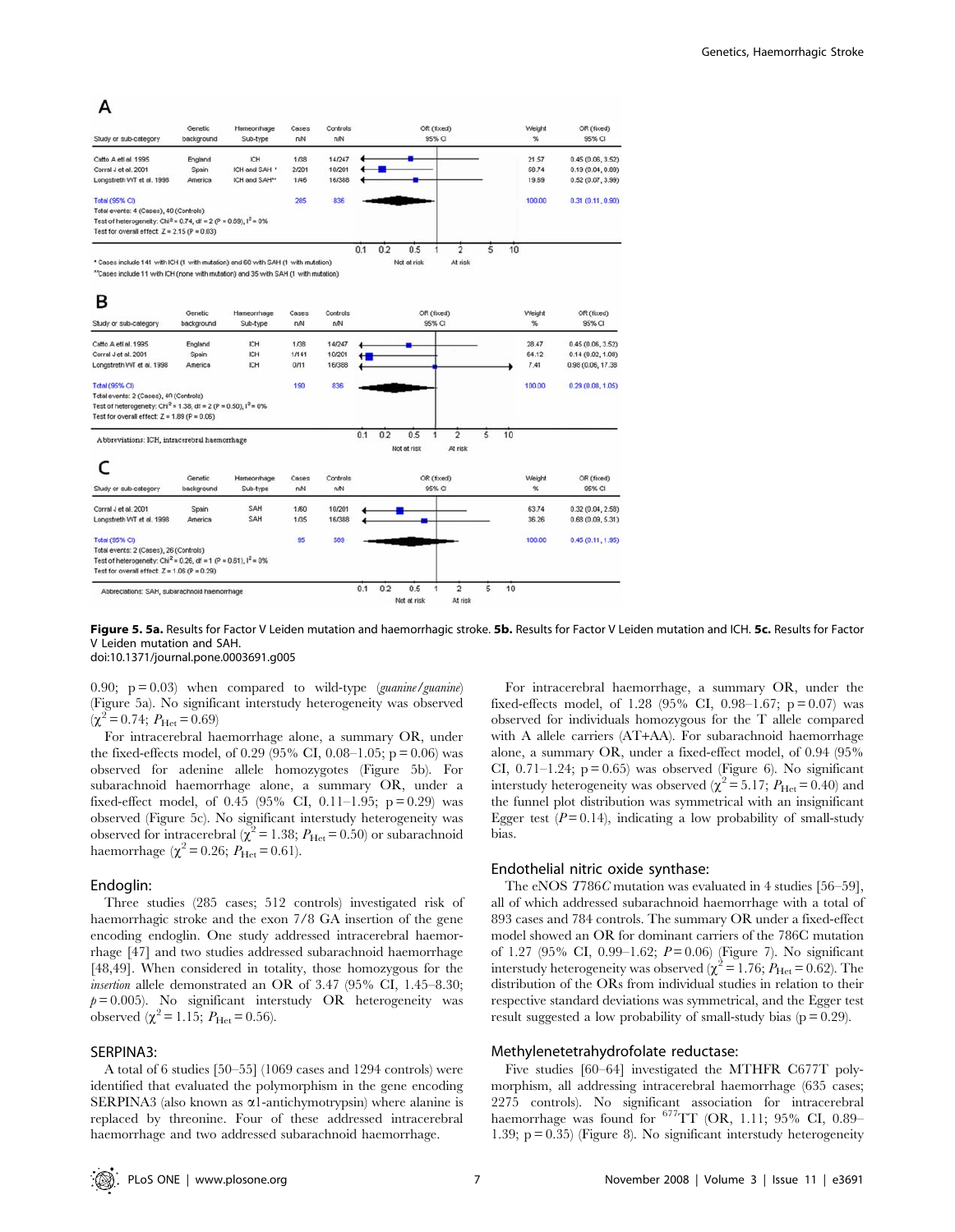**A**

| Study or sub-category | Genetic background | Haemorrhage Sub-type | Cases n/N | Controls n/N | Weight % | OR (fixed) 95% CI |
|---|---|---|---|---|---|---|
| Catto A et al. 1995 | England | ICH | 1/38 | 14/247 | 21.57 | 0.45 (0.06, 3.52) |
| Corral J et al. 2001 | Spain | ICH and SAH * | 2/201 | 10/201 | 58.74 | 0.19 (0.04, 0.89) |
| Longstreth WT et al. 1998 | America | ICH and SAH** | 1/46 | 16/388 | 19.69 | 0.52 (0.07, 3.99) |
| Total (95% CI) | | | 285 | 836 | 100.00 | 0.31 (0.11, 0.90) |

Total events: 4 (Cases), 40 (Controls)
Test of heterogeneity: Chi² = 0.74, df = 2 (P = 0.69), I² = 0%
Test for overall effect: Z = 2.15 (P = 0.03)

\* Cases include 141 with ICH (1 with mutation) and 60 with SAH (1 with mutation)
\*\*Cases include 11 with ICH (none with mutation) and 35 with SAH (1 with mutation)

**B**

| Study or sub-category | Genetic background | Haemorrhage Sub-type | Cases n/N | Controls n/N | Weight % | OR (fixed) 95% CI |
|---|---|---|---|---|---|---|
| Catto A et al. 1995 | England | ICH | 1/38 | 14/247 | 28.47 | 0.45 (0.06, 3.52) |
| Corral J et al. 2001 | Spain | ICH | 1/141 | 10/201 | 64.12 | 0.14 (0.02, 1.08) |
| Longstreth WT et al. 1998 | America | ICH | 0/11 | 16/388 | 7.41 | 0.98 (0.06, 17.38) |
| Total (95% CI) | | | 190 | 836 | 100.00 | 0.29 (0.08, 1.05) |

Total events: 2 (Cases), 40 (Controls)
Test of heterogeneity: Chi² = 1.38, df = 2 (P = 0.50), I² = 0%
Test for overall effect: Z = 1.89 (P = 0.06)

Abbreviations: ICH, intracerebral haemorrhage

**C**

| Study or sub-category | Genetic background | Haemorrhage Sub-type | Cases n/N | Controls n/N | Weight % | OR (fixed) 95% CI |
|---|---|---|---|---|---|---|
| Corral J et al. 2001 | Spain | SAH | 1/60 | 10/201 | 63.74 | 0.32 (0.04, 2.58) |
| Longstreth WT et al. 1998 | America | SAH | 1/35 | 16/388 | 36.26 | 0.68 (0.09, 5.31) |
| Total (95% CI) | | | 95 | 589 | 100.00 | 0.45 (0.11, 1.95) |

Total events: 2 (Cases), 26 (Controls)
Test of heterogeneity: Chi² = 0.26, df = 1 (P = 0.61), I² = 0%
Test for overall effect: Z = 1.06 (P = 0.29)

Abbreviations: SAH, subarachnoid haemorrhage

**Figure 5. 5a.** Results for Factor V Leiden mutation and haemorrhagic stroke. **5b.** Results for Factor V Leiden mutation and ICH. **5c.** Results for Factor V Leiden mutation and SAH.
doi:10.1371/journal.pone.0003691.g005

0.90; p = 0.03) when compared to wild-type (*guanine/guanine*) (Figure 5a). No significant interstudy heterogeneity was observed ($\chi^2 = 0.74$; $P_{Het} = 0.69$)

For intracerebral haemorrhage alone, a summary OR, under the fixed-effects model, of 0.29 (95% CI, 0.08–1.05; p = 0.06) was observed for adenine allele homozygotes (Figure 5b). For subarachnoid haemorrhage alone, a summary OR, under a fixed-effect model, of 0.45 (95% CI, 0.11–1.95; p = 0.29) was observed (Figure 5c). No significant interstudy heterogeneity was observed for intracerebral ($\chi^2 = 1.38$; $P_{Het} = 0.50$) or subarachnoid haemorrhage ($\chi^2 = 0.26$; $P_{Het} = 0.61$).

### Endoglin:

Three studies (285 cases; 512 controls) investigated risk of haemorrhagic stroke and the exon 7/8 GA insertion of the gene encoding endoglin. One study addressed intracerebral haemorrhage [47] and two studies addressed subarachnoid haemorrhage [48,49]. When considered in totality, those homozygous for the *insertion* allele demonstrated an OR of 3.47 (95% CI, 1.45–8.30; $p = 0.005$). No significant interstudy OR heterogeneity was observed ($\chi^2 = 1.15$; $P_{Het} = 0.56$).

### SERPINA3:

A total of 6 studies [50–55] (1069 cases and 1294 controls) were identified that evaluated the polymorphism in the gene encoding SERPINA3 (also known as α1-antichymotrypsin) where alanine is replaced by threonine. Four of these addressed intracerebral haemorrhage and two addressed subarachnoid haemorrhage.

For intracerebral haemorrhage, a summary OR, under the fixed-effects model, of 1.28 (95% CI, 0.98–1.67; p = 0.07) was observed for individuals homozygous for the T allele compared with A allele carriers (AT+AA). For subarachnoid haemorrhage alone, a summary OR, under a fixed-effect model, of 0.94 (95% CI, 0.71–1.24; p = 0.65) was observed (Figure 6). No significant interstudy heterogeneity was observed ($\chi^2 = 5.17$; $P_{Het} = 0.40$) and the funnel plot distribution was symmetrical with an insignificant Egger test ($P = 0.14$), indicating a low probability of small-study bias.

### Endothelial nitric oxide synthase:

The eNOS *T786C* mutation was evaluated in 4 studies [56–59], all of which addressed subarachnoid haemorrhage with a total of 893 cases and 784 controls. The summary OR under a fixed-effect model showed an OR for dominant carriers of the 786C mutation of 1.27 (95% CI, 0.99–1.62; $P = 0.06$) (Figure 7). No significant interstudy heterogeneity was observed ($\chi^2 = 1.76$; $P_{Het} = 0.62$). The distribution of the ORs from individual studies in relation to their respective standard deviations was symmetrical, and the Egger test result suggested a low probability of small-study bias (p = 0.29).

### Methylenetetrahydrofolate reductase:

Five studies [60–64] investigated the MTHFR C677T polymorphism, all addressing intracerebral haemorrhage (635 cases; 2275 controls). No significant association for intracerebral haemorrhage was found for $^{677}$TT (OR, 1.11; 95% CI, 0.89–1.39; p = 0.35) (Figure 8). No significant interstudy heterogeneity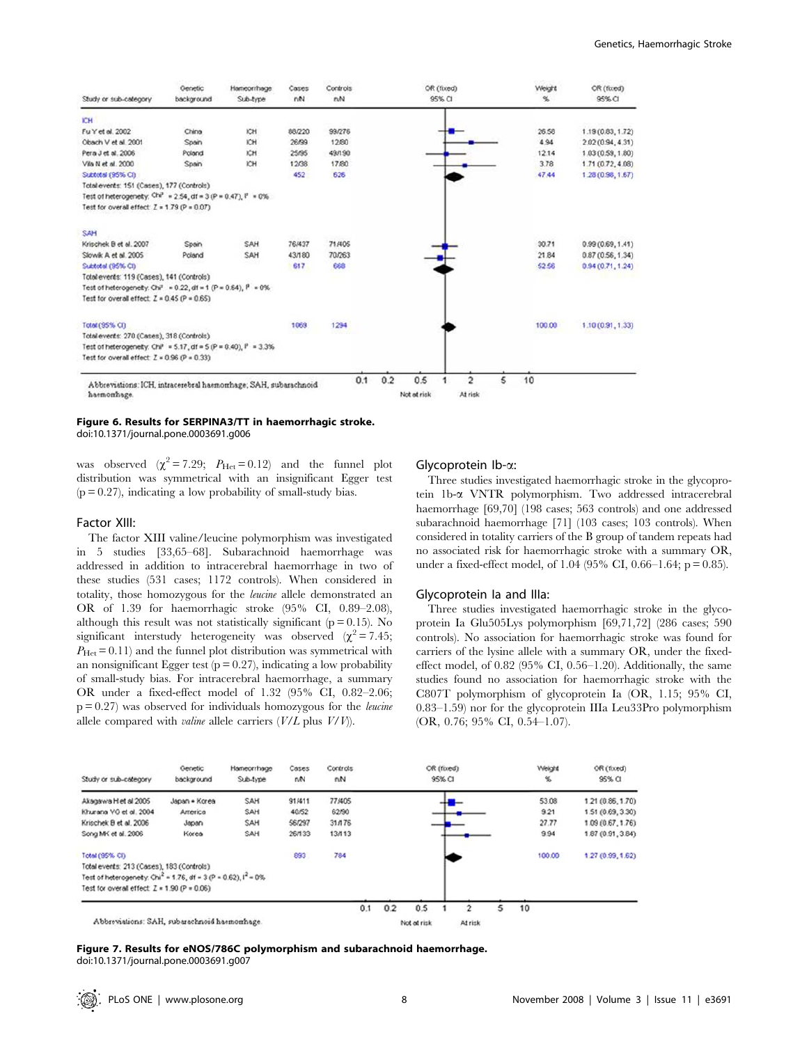| Study or sub-category | Genetic background | Haemorrhage Sub-type | Cases n/N | Controls n/N | Weight % | OR (fixed) 95% CI |
|---|---|---|---|---|---|---|
| **ICH** | | | | | | |
| Fu Y et al. 2002 | China | ICH | 88/220 | 99/276 | 26.58 | 1.19 (0.83, 1.72) |
| Obach V et al. 2001 | Spain | ICH | 26/99 | 12/80 | 4.94 | 2.02 (0.94, 4.31) |
| Pera J et al. 2006 | Poland | ICH | 25/95 | 49/190 | 12.14 | 1.03 (0.59, 1.80) |
| Vila N et al. 2000 | Spain | ICH | 12/38 | 17/80 | 3.78 | 1.71 (0.72, 4.08) |
| Subtotal (95% CI) | | | 452 | 626 | 47.44 | 1.28 (0.98, 1.67) |
| Total events: 151 (Cases), 177 (Controls) | | | | | | |
| Test of heterogeneity: $Chi^2 = 2.54$, df = 3 (P = 0.47), $I^2 = 0\%$ | | | | | | |
| Test for overall effect: Z = 1.79 (P = 0.07) | | | | | | |
| **SAH** | | | | | | |
| Krischek B et al. 2007 | Spain | SAH | 76/437 | 71/405 | 30.71 | 0.99 (0.69, 1.41) |
| Slowik A et al. 2005 | Poland | SAH | 43/180 | 70/263 | 21.84 | 0.87 (0.56, 1.34) |
| Subtotal (95% CI) | | | 617 | 668 | 52.56 | 0.94 (0.71, 1.24) |
| Total events: 119 (Cases), 141 (Controls) | | | | | | |
| Test of heterogeneity: $Chi^2 = 0.22$, df = 1 (P = 0.64), $I^2 = 0\%$ | | | | | | |
| Test for overall effect: Z = 0.45 (P = 0.65) | | | | | | |
| Total (95% CI) | | | 1069 | 1294 | 100.00 | 1.10 (0.91, 1.33) |
| Total events: 270 (Cases), 318 (Controls) | | | | | | |
| Test of heterogeneity: $Chi^2 = 5.17$, df = 5 (P = 0.40), $I^2 = 3.3\%$ | | | | | | |
| Test for overall effect: Z = 0.96 (P = 0.33) | | | | | | |

Abbreviations: ICH, intracerebral haemorrhage; SAH, subarachnoid haemorrhage.

**Figure 6. Results for SERPINA3/TT in haemorrhagic stroke.**
doi:10.1371/journal.pone.0003691.g006

was observed ($\chi^2 = 7.29$; $P_{\text{Het}} = 0.12$) and the funnel plot distribution was symmetrical with an insignificant Egger test (p = 0.27), indicating a low probability of small-study bias.

### Factor XIII:

The factor XIII valine/leucine polymorphism was investigated in 5 studies [33,65–68]. Subarachnoid haemorrhage was addressed in addition to intracerebral haemorrhage in two of these studies (531 cases; 1172 controls). When considered in totality, those homozygous for the *leucine* allele demonstrated an OR of 1.39 for haemorrhagic stroke (95% CI, 0.89–2.08), although this result was not statistically significant (p = 0.15). No significant interstudy heterogeneity was observed ($\chi^2 = 7.45$; $P_{\text{Het}} = 0.11$) and the funnel plot distribution was symmetrical with an nonsignificant Egger test (p = 0.27), indicating a low probability of small-study bias. For intracerebral haemorrhage, a summary OR under a fixed-effect model of 1.32 (95% CI, 0.82–2.06; p = 0.27) was observed for individuals homozygous for the *leucine* allele compared with *valine* allele carriers (*V/L* plus *V/V*).

### Glycoprotein Ib-α:

Three studies investigated haemorrhagic stroke in the glycoprotein 1b-α VNTR polymorphism. Two addressed intracerebral haemorrhage [69,70] (198 cases; 563 controls) and one addressed subarachnoid haemorrhage [71] (103 cases; 103 controls). When considered in totality carriers of the B group of tandem repeats had no associated risk for haemorrhagic stroke with a summary OR, under a fixed-effect model, of 1.04 (95% CI, 0.66–1.64; p = 0.85).

### Glycoprotein Ia and IIIa:

Three studies investigated haemorrhagic stroke in the glycoprotein Ia Glu505Lys polymorphism [69,71,72] (286 cases; 590 controls). No association for haemorrhagic stroke was found for carriers of the lysine allele with a summary OR, under the fixed-effect model, of 0.82 (95% CI, 0.56–1.20). Additionally, the same studies found no association for haemorrhagic stroke with the C807T polymorphism of glycoprotein Ia (OR, 1.15; 95% CI, 0.83–1.59) nor for the glycoprotein IIIa Leu33Pro polymorphism (OR, 0.76; 95% CI, 0.54–1.07).

| Study or sub-category | Genetic background | Haemorrhage Sub-type | Cases n/N | Controls n/N | Weight % | OR (fixed) 95% CI |
|---|---|---|---|---|---|---|
| Akagawa H et al 2005 | Japan + Korea | SAH | 91/411 | 77/405 | 53.08 | 1.21 (0.86, 1.70) |
| Khurana VG et al. 2004 | America | SAH | 40/52 | 62/90 | 9.21 | 1.51 (0.69, 3.30) |
| Krischek B et al. 2006 | Japan | SAH | 56/297 | 31/176 | 27.77 | 1.09 (0.67, 1.76) |
| Song MK et al. 2006 | Korea | SAH | 26/133 | 13/113 | 9.94 | 1.87 (0.91, 3.84) |
| Total (95% CI) | | | 893 | 784 | 100.00 | 1.27 (0.99, 1.62) |
| Total events: 213 (Cases), 183 (Controls) | | | | | | |
| Test of heterogeneity: $Chi^2 = 1.76$, df = 3 (P = 0.62), $I^2 = 0\%$ | | | | | | |
| Test for overall effect: Z = 1.90 (P = 0.06) | | | | | | |

Abbreviations: SAH, subarachnoid haemorrhage.

**Figure 7. Results for eNOS/786C polymorphism and subarachnoid haemorrhage.**
doi:10.1371/journal.pone.0003691.g007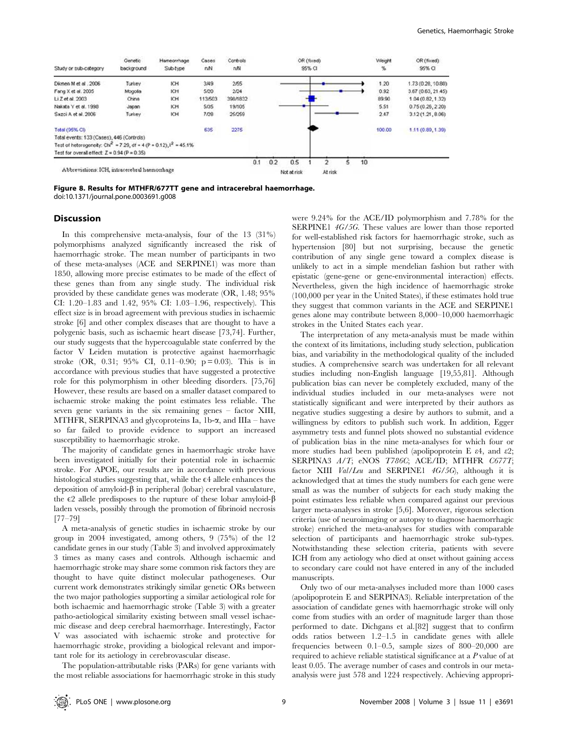| Study or sub-category | Genetic background | Hamеorrhage Sub-type | Cases n/N | Controls n/N | OR (fixed) 95% CI | Weight % | OR (fixed) 95% CI |
|---|---|---|---|---|---|---|---|
| Dikmen M et al. 2006 | Turkey | ICH | 3/49 | 2/55 | | 1.20 | 1.73 (0.28, 10.80) |
| Fang X et al. 2005 | Mogolia | ICH | 5/20 | 2/24 | | 0.92 | 3.67 (0.63, 21.45) |
| Li Z et al. 2003 | China | ICH | 113/503 | 398/1832 | | 89.90 | 1.04 (0.82, 1.32) |
| Nakata Y et al. 1998 | Japan | ICH | 5/35 | 19/105 | | 5.51 | 0.75 (0.26, 2.20) |
| Sazci A et al. 2006 | Turkey | ICH | 7/28 | 25/259 | | 2.47 | 3.12 (1.21, 8.06) |
| Total (95% CI) | | | 635 | 2275 | | 100.00 | 1.11 (0.89, 1.39) |

Total events: 133 (Cases), 446 (Controls)
Test of heterogeneity: $Chi^2 = 7.29$, df = 4 (P = 0.12), $I^2 = 45.1\%$
Test for overall effect: Z = 0.94 (P = 0.35)

Abbreviations: ICH, intracerebral haemorrhage

**Figure 8. Results for MTHFR/677TT gene and intracerebral haemorrhage.**
doi:10.1371/journal.pone.0003691.g008

## Discussion

In this comprehensive meta-analysis, four of the 13 (31%) polymorphisms analyzed significantly increased the risk of haemorrhagic stroke. The mean number of participants in two of these meta-analyses (ACE and SERPINE1) was more than 1850, allowing more precise estimates to be made of the effect of these genes than from any single study. The individual risk provided by these candidate genes was moderate (OR, 1.48; 95% CI: 1.20–1.83 and 1.42, 95% CI: 1.03–1.96, respectively). This effect size is in broad agreement with previous studies in ischaemic stroke [6] and other complex diseases that are thought to have a polygenic basis, such as ischaemic heart disease [73,74]. Further, our study suggests that the hypercoagulable state conferred by the factor V Leiden mutation is protective against haemorrhagic stroke (OR, 0.31; 95% CI, 0.11–0.90; p = 0.03). This is in accordance with previous studies that have suggested a protective role for this polymorphism in other bleeding disorders. [75,76] However, these results are based on a smaller dataset compared to ischaemic stroke making the point estimates less reliable. The seven gene variants in the six remaining genes – factor XIII, MTHFR, SERPINA3 and glycoproteins Ia, 1b-α, and IIIa – have so far failed to provide evidence to support an increased susceptibility to haemorrhagic stroke.

The majority of candidate genes in haemorrhagic stroke have been investigated initially for their potential role in ischaemic stroke. For APOE, our results are in accordance with previous histological studies suggesting that, while the є4 allele enhances the deposition of amyloid-β in peripheral (lobar) cerebral vasculature, the є2 allele predisposes to the rupture of these lobar amyloid-β laden vessels, possibly through the promotion of fibrinoid necrosis [77–79]

A meta-analysis of genetic studies in ischaemic stroke by our group in 2004 investigated, among others, 9 (75%) of the 12 candidate genes in our study (Table 3) and involved approximately 3 times as many cases and controls. Although ischaemic and haemorrhagic stroke may share some common risk factors they are thought to have quite distinct molecular pathogeneses. Our current work demonstrates strikingly similar genetic ORs between the two major pathologies supporting a similar aetiological role for both ischaemic and haemorrhagic stroke (Table 3) with a greater patho-aetiological similarity existing between small vessel ischaemic disease and deep cerebral haemorrhage. Interestingly, Factor V was associated with ischaemic stroke and protective for haemorrhagic stroke, providing a biological relevant and important role for its aetiology in cerebrovascular disease.

The population-attributable risks (PARs) for gene variants with the most reliable associations for haemorrhagic stroke in this study were 9.24% for the ACE/ID polymorphism and 7.78% for the SERPINE1 *4G/5G*. These values are lower than those reported for well-established risk factors for haemorrhagic stroke, such as hypertension [80] but not surprising, because the genetic contribution of any single gene toward a complex disease is unlikely to act in a simple mendelian fashion but rather with epistatic (gene-gene or gene-environmental interaction) effects. Nevertheless, given the high incidence of haemorrhagic stroke (100,000 per year in the United States), if these estimates hold true they suggest that common variants in the ACE and SERPINE1 genes alone may contribute between 8,000–10,000 haemorrhagic strokes in the United States each year.

The interpretation of any meta-analysis must be made within the context of its limitations, including study selection, publication bias, and variability in the methodological quality of the included studies. A comprehensive search was undertaken for all relevant studies including non-English language [19,55,81]. Although publication bias can never be completely excluded, many of the individual studies included in our meta-analyses were not statistically significant and were interpreted by their authors as negative studies suggesting a desire by authors to submit, and a willingness by editors to publish such work. In addition, Egger asymmetry tests and funnel plots showed no substantial evidence of publication bias in the nine meta-analyses for which four or more studies had been published (apolipoprotein E ε4, and ε2; SERPINA3 *A/T*; eNOS *T786C*; ACE/ID; MTHFR *C677T*; factor XIII *Val/Leu* and SERPINE1 *4G/5G*), although it is acknowledged that at times the study numbers for each gene were small as was the number of subjects for each study making the point estimates less reliable when compared against our previous larger meta-analyses in stroke [5,6]. Moreover, rigorous selection criteria (use of neuroimaging or autopsy to diagnose haemorrhagic stroke) enriched the meta-analyses for studies with comparable selection of participants and haemorrhagic stroke sub-types. Notwithstanding these selection criteria, patients with severe ICH from any aetiology who died at onset without gaining access to secondary care could not have entered in any of the included manuscripts.

Only two of our meta-analyses included more than 1000 cases (apolipoprotein E and SERPINA3). Reliable interpretation of the association of candidate genes with haemorrhagic stroke will only come from studies with an order of magnitude larger than those performed to date. Dichgans et al.[82] suggest that to confirm odds ratios between 1.2–1.5 in candidate genes with allele frequencies between 0.1–0.5, sample sizes of 800–20,000 are required to achieve reliable statistical significance at a *P* value of at least 0.05. The average number of cases and controls in our meta-analysis were just 578 and 1224 respectively. Achieving appropri-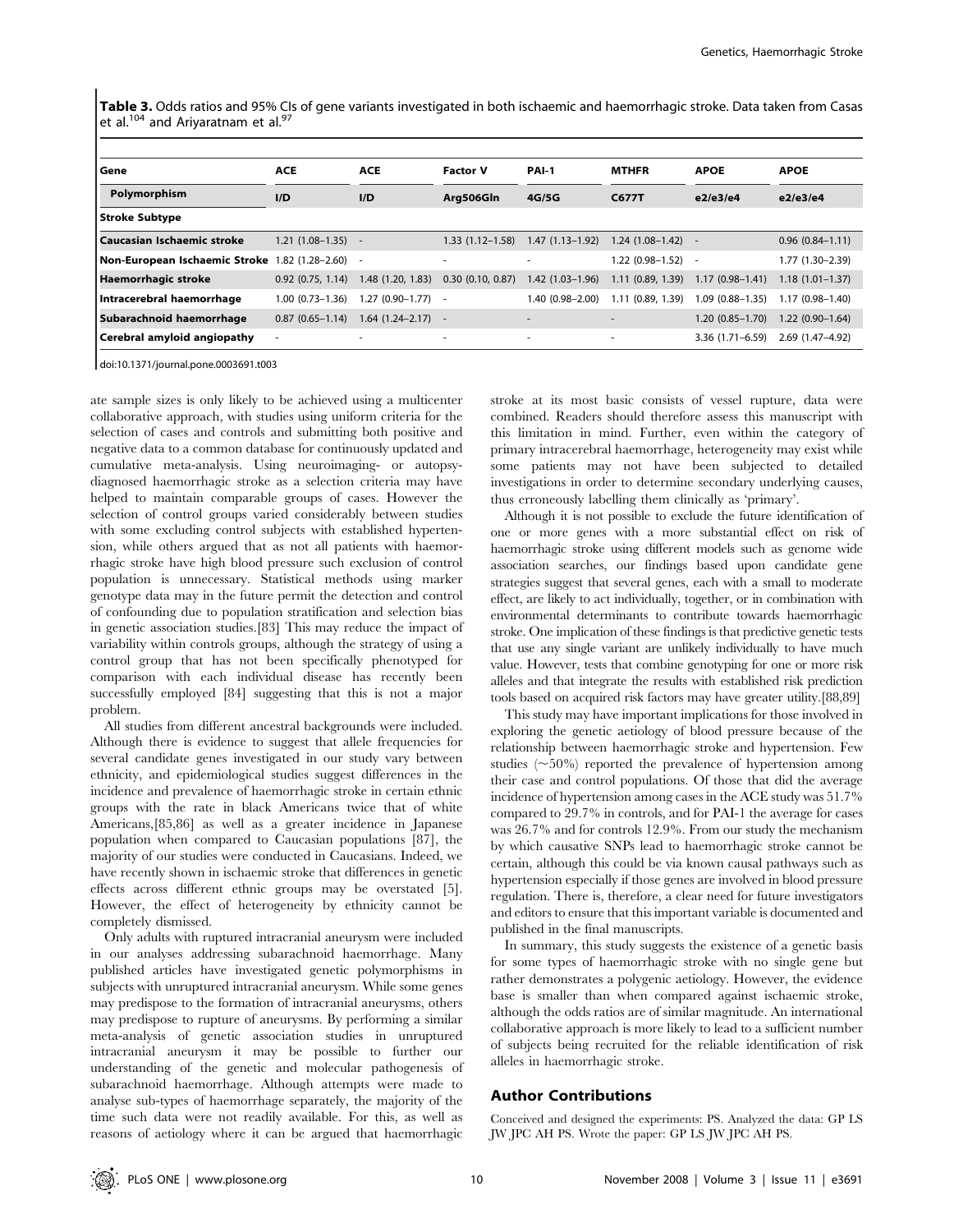**Table 3.** Odds ratios and 95% CIs of gene variants investigated in both ischaemic and haemorrhagic stroke. Data taken from Casas et al.[104] and Ariyaratnam et al.[97]

| Gene | ACE | ACE | Factor V | PAI-1 | MTHFR | APOE | APOE |
|---|---|---|---|---|---|---|---|
| Polymorphism | I/D | I/D | Arg506Gln | 4G/5G | C677T | e2/e3/e4 | e2/e3/e4 |
| **Stroke Subtype** | | | | | | | |
| **Caucasian Ischaemic stroke** | 1.21 (1.08–1.35) | - | 1.33 (1.12–1.58) | 1.47 (1.13–1.92) | 1.24 (1.08–1.42) | - | 0.96 (0.84–1.11) |
| **Non-European Ischaemic Stroke** | 1.82 (1.28–2.60) | - | - | - | 1.22 (0.98–1.52) | - | 1.77 (1.30–2.39) |
| **Haemorrhagic stroke** | 0.92 (0.75, 1.14) | 1.48 (1.20, 1.83) | 0.30 (0.10, 0.87) | 1.42 (1.03–1.96) | 1.11 (0.89, 1.39) | 1.17 (0.98–1.41) | 1.18 (1.01–1.37) |
| **Intracerebral haemorrhage** | 1.00 (0.73–1.36) | 1.27 (0.90–1.77) | - | 1.40 (0.98–2.00) | 1.11 (0.89, 1.39) | 1.09 (0.88–1.35) | 1.17 (0.98–1.40) |
| **Subarachnoid haemorrhage** | 0.87 (0.65–1.14) | 1.64 (1.24–2.17) | - | - | - | 1.20 (0.85–1.70) | 1.22 (0.90–1.64) |
| **Cerebral amyloid angiopathy** | - | - | - | - | - | 3.36 (1.71–6.59) | 2.69 (1.47–4.92) |

doi:10.1371/journal.pone.0003691.t003

ate sample sizes is only likely to be achieved using a multicenter collaborative approach, with studies using uniform criteria for the selection of cases and controls and submitting both positive and negative data to a common database for continuously updated and cumulative meta-analysis. Using neuroimaging- or autopsy-diagnosed haemorrhagic stroke as a selection criteria may have helped to maintain comparable groups of cases. However the selection of control groups varied considerably between studies with some excluding control subjects with established hypertension, while others argued that as not all patients with haemorrhagic stroke have high blood pressure such exclusion of control population is unnecessary. Statistical methods using marker genotype data may in the future permit the detection and control of confounding due to population stratification and selection bias in genetic association studies.[83] This may reduce the impact of variability within controls groups, although the strategy of using a control group that has not been specifically phenotyped for comparison with each individual disease has recently been successfully employed [84] suggesting that this is not a major problem.

All studies from different ancestral backgrounds were included. Although there is evidence to suggest that allele frequencies for several candidate genes investigated in our study vary between ethnicity, and epidemiological studies suggest differences in the incidence and prevalence of haemorrhagic stroke in certain ethnic groups with the rate in black Americans twice that of white Americans,[85,86] as well as a greater incidence in Japanese population when compared to Caucasian populations [87], the majority of our studies were conducted in Caucasians. Indeed, we have recently shown in ischaemic stroke that differences in genetic effects across different ethnic groups may be overstated [5]. However, the effect of heterogeneity by ethnicity cannot be completely dismissed.

Only adults with ruptured intracranial aneurysm were included in our analyses addressing subarachnoid haemorrhage. Many published articles have investigated genetic polymorphisms in subjects with unruptured intracranial aneurysm. While some genes may predispose to the formation of intracranial aneurysms, others may predispose to rupture of aneurysms. By performing a similar meta-analysis of genetic association studies in unruptured intracranial aneurysm it may be possible to further our understanding of the genetic and molecular pathogenesis of subarachnoid haemorrhage. Although attempts were made to analyse sub-types of haemorrhage separately, the majority of the time such data were not readily available. For this, as well as reasons of aetiology where it can be argued that haemorrhagic stroke at its most basic consists of vessel rupture, data were combined. Readers should therefore assess this manuscript with this limitation in mind. Further, even within the category of primary intracerebral haemorrhage, heterogeneity may exist while some patients may not have been subjected to detailed investigations in order to determine secondary underlying causes, thus erroneously labelling them clinically as 'primary'.

Although it is not possible to exclude the future identification of one or more genes with a more substantial effect on risk of haemorrhagic stroke using different models such as genome wide association searches, our findings based upon candidate gene strategies suggest that several genes, each with a small to moderate effect, are likely to act individually, together, or in combination with environmental determinants to contribute towards haemorrhagic stroke. One implication of these findings is that predictive genetic tests that use any single variant are unlikely individually to have much value. However, tests that combine genotyping for one or more risk alleles and that integrate the results with established risk prediction tools based on acquired risk factors may have greater utility.[88,89]

This study may have important implications for those involved in exploring the genetic aetiology of blood pressure because of the relationship between haemorrhagic stroke and hypertension. Few studies (~50%) reported the prevalence of hypertension among their case and control populations. Of those that did the average incidence of hypertension among cases in the ACE study was 51.7% compared to 29.7% in controls, and for PAI-1 the average for cases was 26.7% and for controls 12.9%. From our study the mechanism by which causative SNPs lead to haemorrhagic stroke cannot be certain, although this could be via known causal pathways such as hypertension especially if those genes are involved in blood pressure regulation. There is, therefore, a clear need for future investigators and editors to ensure that this important variable is documented and published in the final manuscripts.

In summary, this study suggests the existence of a genetic basis for some types of haemorrhagic stroke with no single gene but rather demonstrates a polygenic aetiology. However, the evidence base is smaller than when compared against ischaemic stroke, although the odds ratios are of similar magnitude. An international collaborative approach is more likely to lead to a sufficient number of subjects being recruited for the reliable identification of risk alleles in haemorrhagic stroke.

## Author Contributions

Conceived and designed the experiments: PS. Analyzed the data: GP LS JW JPC AH PS. Wrote the paper: GP LS JW JPC AH PS.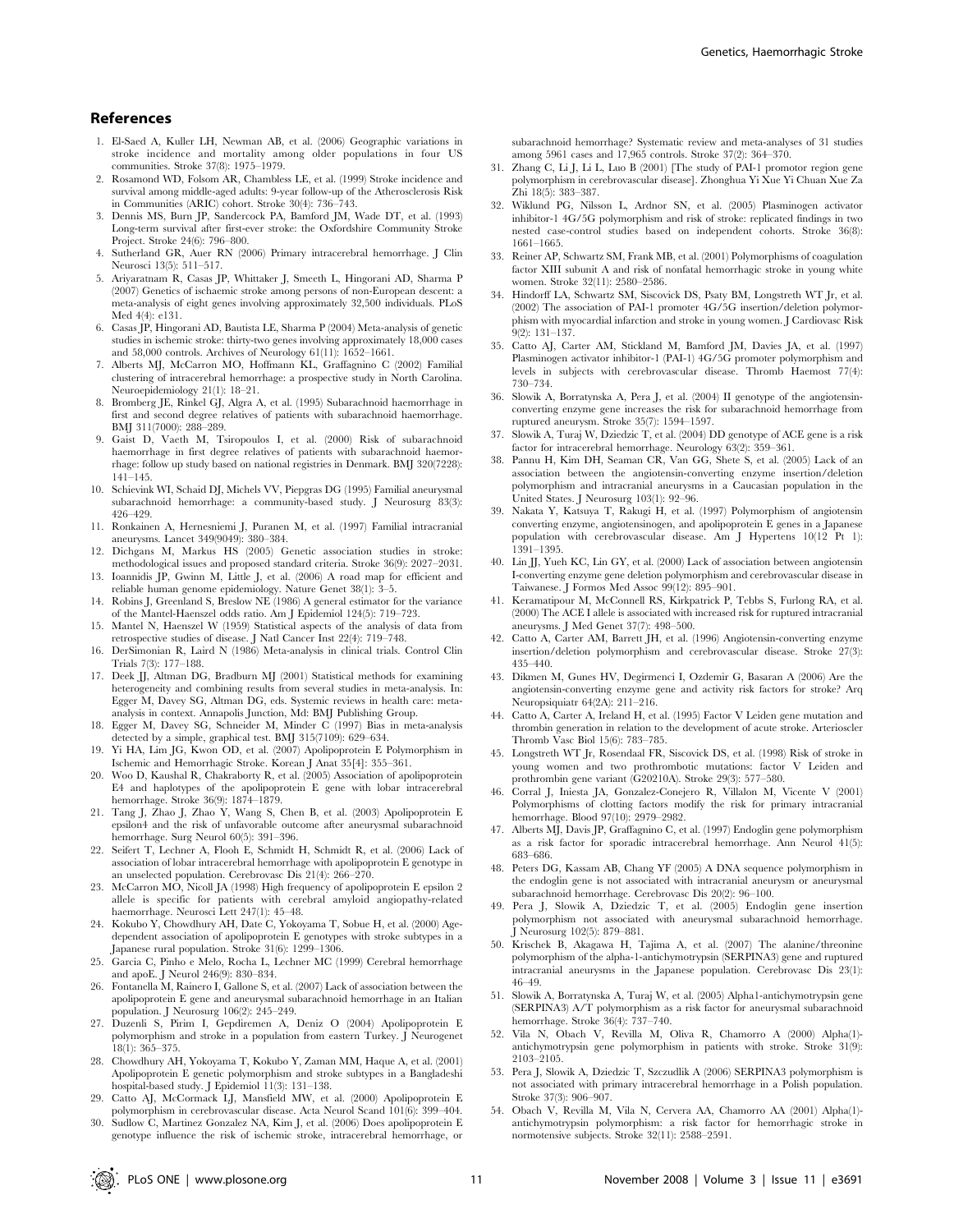## References

1. El-Saed A, Kuller LH, Newman AB, et al. (2006) Geographic variations in stroke incidence and mortality among older populations in four US communities. Stroke 37(8): 1975–1979.
2. Rosamond WD, Folsom AR, Chambless LE, et al. (1999) Stroke incidence and survival among middle-aged adults: 9-year follow-up of the Atherosclerosis Risk in Communities (ARIC) cohort. Stroke 30(4): 736–743.
3. Dennis MS, Burn JP, Sandercock PA, Bamford JM, Wade DT, et al. (1993) Long-term survival after first-ever stroke: the Oxfordshire Community Stroke Project. Stroke 24(6): 796–800.
4. Sutherland GR, Auer RN (2006) Primary intracerebral hemorrhage. J Clin Neurosci 13(5): 511–517.
5. Ariyaratnam R, Casas JP, Whittaker J, Smeeth L, Hingorani AD, Sharma P (2007) Genetics of ischaemic stroke among persons of non-European descent: a meta-analysis of eight genes involving approximately 32,500 individuals. PLoS Med 4(4): e131.
6. Casas JP, Hingorani AD, Bautista LE, Sharma P (2004) Meta-analysis of genetic studies in ischemic stroke: thirty-two genes involving approximately 18,000 cases and 58,000 controls. Archives of Neurology 61(11): 1652–1661.
7. Alberts MJ, McCarron MO, Hoffmann KL, Graffagnino C (2002) Familial clustering of intracerebral hemorrhage: a prospective study in North Carolina. Neuroepidemiology 21(1): 18–21.
8. Bromberg JE, Rinkel GJ, Algra A, et al. (1995) Subarachnoid haemorrhage in first and second degree relatives of patients with subarachnoid haemorrhage. BMJ 311(7000): 288–289.
9. Gaist D, Vaeth M, Tsiropoulos I, et al. (2000) Risk of subarachnoid haemorrhage in first degree relatives of patients with subarachnoid haemorrhage: follow up study based on national registries in Denmark. BMJ 320(7228): 141–145.
10. Schievink WI, Schaid DJ, Michels VV, Piepgras DG (1995) Familial aneurysmal subarachnoid hemorrhage: a community-based study. J Neurosurg 83(3): 426–429.
11. Ronkainen A, Hernesniemi J, Puranen M, et al. (1997) Familial intracranial aneurysms. Lancet 349(9049): 380–384.
12. Dichgans M, Markus HS (2005) Genetic association studies in stroke: methodological issues and proposed standard criteria. Stroke 36(9): 2027–2031.
13. Ioannidis JP, Gwinn M, Little J, et al. (2006) A road map for efficient and reliable human genome epidemiology. Nature Genet 38(1): 3–5.
14. Robins J, Greenland S, Breslow NE (1986) A general estimator for the variance of the Mantel-Haenszel odds ratio. Am J Epidemiol 124(5): 719–723.
15. Mantel N, Haenszel W (1959) Statistical aspects of the analysis of data from retrospective studies of disease. J Natl Cancer Inst 22(4): 719–748.
16. DerSimonian R, Laird N (1986) Meta-analysis in clinical trials. Control Clin Trials 7(3): 177–188.
17. Deek JJ, Altman DG, Bradburn MJ (2001) Statistical methods for examining heterogeneity and combining results from several studies in meta-analysis. In: Egger M, Davey SG, Altman DG, eds. Systemic reviews in health care: meta-analysis in context. Annapolis Junction, Md: BMJ Publishing Group.
18. Egger M, Davey SG, Schneider M, Minder C (1997) Bias in meta-analysis detected by a simple, graphical test. BMJ 315(7109): 629–634.
19. Yi HA, Lim JG, Kwon OD, et al. (2007) Apolipoprotein E Polymorphism in Ischemic and Hemorrhagic Stroke. Korean J Anat 35[4]: 355–361.
20. Woo D, Kaushal R, Chakraborty R, et al. (2005) Association of apolipoprotein E4 and haplotypes of the apolipoprotein E gene with lobar intracerebral hemorrhage. Stroke 36(9): 1874–1879.
21. Tang J, Zhao J, Zhao Y, Wang S, Chen B, et al. (2003) Apolipoprotein E epsilon4 and the risk of unfavorable outcome after aneurysmal subarachnoid hemorrhage. Surg Neurol 60(5): 391–396.
22. Seifert T, Lechner A, Flooh E, Schmidt H, Schmidt R, et al. (2006) Lack of association of lobar intracerebral hemorrhage with apolipoprotein E genotype in an unselected population. Cerebrovasc Dis 21(4): 266–270.
23. McCarron MO, Nicoll JA (1998) High frequency of apolipoprotein E epsilon 2 allele is specific for patients with cerebral amyloid angiopathy-related haemorrhage. Neurosci Lett 247(1): 45–48.
24. Kokubo Y, Chowdhury AH, Date C, Yokoyama T, Sobue H, et al. (2000) Age-dependent association of apolipoprotein E genotypes with stroke subtypes in a Japanese rural population. Stroke 31(6): 1299–1306.
25. Garcia C, Pinho e Melo, Rocha L, Lechner MC (1999) Cerebral hemorrhage and apoE. J Neurol 246(9): 830–834.
26. Fontanella M, Rainero I, Gallone S, et al. (2007) Lack of association between the apolipoprotein E gene and aneurysmal subarachnoid hemorrhage in an Italian population. J Neurosurg 106(2): 245–249.
27. Duzenli S, Pirim I, Gepdiremen A, Deniz O (2004) Apolipoprotein E polymorphism and stroke in a population from eastern Turkey. J Neurogenet 18(1): 365–375.
28. Chowdhury AH, Yokoyama T, Kokubo Y, Zaman MM, Haque A, et al. (2001) Apolipoprotein E genetic polymorphism and stroke subtypes in a Bangladeshi hospital-based study. J Epidemiol 11(3): 131–138.
29. Catto AJ, McCormack LJ, Mansfield MW, et al. (2000) Apolipoprotein E polymorphism in cerebrovascular disease. Acta Neurol Scand 101(6): 399–404.
30. Sudlow C, Martinez Gonzalez NA, Kim J, et al. (2006) Does apolipoprotein E genotype influence the risk of ischemic stroke, intracerebral hemorrhage, or subarachnoid hemorrhage? Systematic review and meta-analyses of 31 studies among 5961 cases and 17,965 controls. Stroke 37(2): 364–370.
31. Zhang C, Li J, Li L, Luo B (2001) [The study of PAI-1 promotor region gene polymorphism in cerebrovascular disease]. Zhonghua Yi Xue Yi Chuan Xue Za Zhi 18(5): 383–387.
32. Wiklund PG, Nilsson L, Ardnor SN, et al. (2005) Plasminogen activator inhibitor-1 4G/5G polymorphism and risk of stroke: replicated findings in two nested case-control studies based on independent cohorts. Stroke 36(8): 1661–1665.
33. Reiner AP, Schwartz SM, Frank MB, et al. (2001) Polymorphisms of coagulation factor XIII subunit A and risk of nonfatal hemorrhagic stroke in young white women. Stroke 32(11): 2580–2586.
34. Hindorff LA, Schwartz SM, Siscovick DS, Psaty BM, Longstreth WT Jr, et al. (2002) The association of PAI-1 promoter 4G/5G insertion/deletion polymorphism with myocardial infarction and stroke in young women. J Cardiovasc Risk 9(2): 131–137.
35. Catto AJ, Carter AM, Stickland M, Bamford JM, Davies JA, et al. (1997) Plasminogen activator inhibitor-1 (PAI-1) 4G/5G promoter polymorphism and levels in subjects with cerebrovascular disease. Thromb Haemost 77(4): 730–734.
36. Slowik A, Borratynska A, Pera J, et al. (2004) II genotype of the angiotensin-converting enzyme gene increases the risk for subarachnoid hemorrhage from ruptured aneurysm. Stroke 35(7): 1594–1597.
37. Slowik A, Turaj W, Dziedzic T, et al. (2004) DD genotype of ACE gene is a risk factor for intracerebral hemorrhage. Neurology 63(2): 359–361.
38. Pannu H, Kim DH, Seaman CR, Van GG, Shete S, et al. (2005) Lack of an association between the angiotensin-converting enzyme insertion/deletion polymorphism and intracranial aneurysms in a Caucasian population in the United States. J Neurosurg 103(1): 92–96.
39. Nakata Y, Katsuya T, Rakugi H, et al. (1997) Polymorphism of angiotensin converting enzyme, angiotensinogen, and apolipoprotein E genes in a Japanese population with cerebrovascular disease. Am J Hypertens 10(12 Pt 1): 1391–1395.
40. Lin JJ, Yueh KC, Lin GY, et al. (2000) Lack of association between angiotensin I-converting enzyme gene deletion polymorphism and cerebrovascular disease in Taiwanese. J Formos Med Assoc 99(12): 895–901.
41. Keramatipour M, McConnell RS, Kirkpatrick P, Tebbs S, Furlong RA, et al. (2000) The ACE I allele is associated with increased risk for ruptured intracranial aneurysms. J Med Genet 37(7): 498–500.
42. Catto A, Carter AM, Barrett JH, et al. (1996) Angiotensin-converting enzyme insertion/deletion polymorphism and cerebrovascular disease. Stroke 27(3): 435–440.
43. Dikmen M, Gunes HV, Degirmenci I, Ozdemir G, Basaran A (2006) Are the angiotensin-converting enzyme gene and activity risk factors for stroke? Arq Neuropsiquiatr 64(2A): 211–216.
44. Catto A, Carter A, Ireland H, et al. (1995) Factor V Leiden gene mutation and thrombin generation in relation to the development of acute stroke. Arterioscler Thromb Vasc Biol 15(6): 783–785.
45. Longstreth WT Jr, Rosendaal FR, Siscovick DS, et al. (1998) Risk of stroke in young women and two prothrombotic mutations: factor V Leiden and prothrombin gene variant (G20210A). Stroke 29(3): 577–580.
46. Corral J, Iniesta JA, Gonzalez-Conejero R, Villalon M, Vicente V (2001) Polymorphisms of clotting factors modify the risk for primary intracranial hemorrhage. Blood 97(10): 2979–2982.
47. Alberts MJ, Davis JP, Graffagnino C, et al. (1997) Endoglin gene polymorphism as a risk factor for sporadic intracerebral hemorrhage. Ann Neurol 41(5): 683–686.
48. Peters DG, Kassam AB, Chang YF (2005) A DNA sequence polymorphism in the endoglin gene is not associated with intracranial aneurysm or aneurysmal subarachnoid hemorrhage. Cerebrovasc Dis 20(2): 96–100.
49. Pera J, Slowik A, Dziedzic T, et al. (2005) Endoglin gene insertion polymorphism not associated with aneurysmal subarachnoid hemorrhage. J Neurosurg 102(5): 879–881.
50. Krischek B, Akagawa H, Tajima A, et al. (2007) The alanine/threonine polymorphism of the alpha-1-antichymotrypsin (SERPINA3) gene and ruptured intracranial aneurysms in the Japanese population. Cerebrovasc Dis 23(1): 46–49.
51. Slowik A, Borratynska A, Turaj W, et al. (2005) Alpha1-antichymotrypsin gene (SERPINA3) A/T polymorphism as a risk factor for aneurysmal subarachnoid hemorrhage. Stroke 36(4): 737–740.
52. Vila N, Obach V, Revilla M, Oliva R, Chamorro A (2000) Alpha(1)-antichymotrypsin gene polymorphism in patients with stroke. Stroke 31(9): 2103–2105.
53. Pera J, Slowik A, Dziedzic T, Szczudlik A (2006) SERPINA3 polymorphism is not associated with primary intracerebral hemorrhage in a Polish population. Stroke 37(3): 906–907.
54. Obach V, Revilla M, Vila N, Cervera AA, Chamorro AA (2001) Alpha(1)-antichymotrypsin polymorphism: a risk factor for hemorrhagic stroke in normotensive subjects. Stroke 32(11): 2588–2591.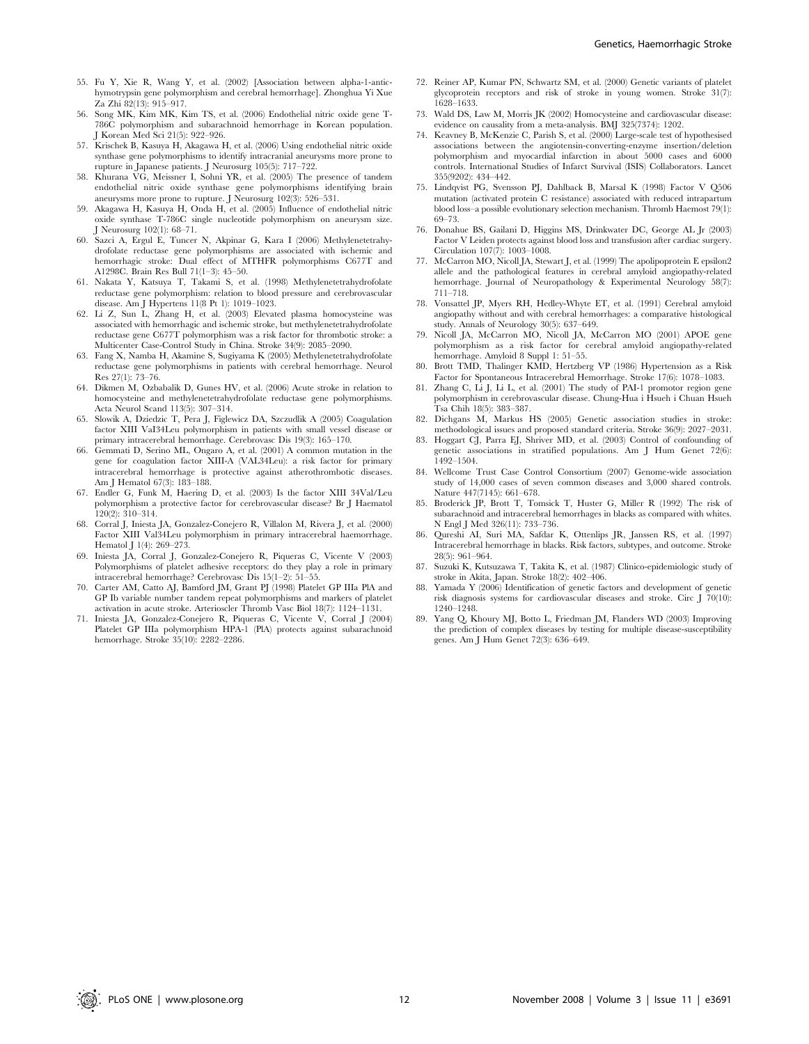55. Fu Y, Xie R, Wang Y, et al. (2002) [Association between alpha-1-antichymotrypsin gene polymorphism and cerebral hemorrhage]. Zhonghua Yi Xue Za Zhi 82(13): 915–917.
56. Song MK, Kim MK, Kim TS, et al. (2006) Endothelial nitric oxide gene T-786C polymorphism and subarachnoid hemorrhage in Korean population. J Korean Med Sci 21(5): 922–926.
57. Krischek B, Kasuya H, Akagawa H, et al. (2006) Using endothelial nitric oxide synthase gene polymorphisms to identify intracranial aneurysms more prone to rupture in Japanese patients. J Neurosurg 105(5): 717–722.
58. Khurana VG, Meissner I, Sohni YR, et al. (2005) The presence of tandem endothelial nitric oxide synthase gene polymorphisms identifying brain aneurysms more prone to rupture. J Neurosurg 102(3): 526–531.
59. Akagawa H, Kasuya H, Onda H, et al. (2005) Influence of endothelial nitric oxide synthase T-786C single nucleotide polymorphism on aneurysm size. J Neurosurg 102(1): 68–71.
60. Sazci A, Ergul E, Tuncer N, Akpinar G, Kara I (2006) Methylenetetrahydrofolate reductase gene polymorphisms are associated with ischemic and hemorrhagic stroke: Dual effect of MTHFR polymorphisms C677T and A1298C. Brain Res Bull 71(1–3): 45–50.
61. Nakata Y, Katsuya T, Takami S, et al. (1998) Methylenetetrahydrofolate reductase gene polymorphism: relation to blood pressure and cerebrovascular disease. Am J Hypertens 11(8 Pt 1): 1019–1023.
62. Li Z, Sun L, Zhang H, et al. (2003) Elevated plasma homocysteine was associated with hemorrhagic and ischemic stroke, but methylenetetrahydrofolate reductase gene C677T polymorphism was a risk factor for thrombotic stroke: a Multicenter Case-Control Study in China. Stroke 34(9): 2085–2090.
63. Fang X, Namba H, Akamine S, Sugiyama K (2005) Methylenetetrahydrofolate reductase gene polymorphisms in patients with cerebral hemorrhage. Neurol Res 27(1): 73–76.
64. Dikmen M, Ozbabalik D, Gunes HV, et al. (2006) Acute stroke in relation to homocysteine and methylenetetrahydrofolate reductase gene polymorphisms. Acta Neurol Scand 113(5): 307–314.
65. Slowik A, Dziedzic T, Pera J, Figlewicz DA, Szczudlik A (2005) Coagulation factor XIII VaI34Leu polymorphism in patients with small vessel disease or primary intracerebral hemorrhage. Cerebrovasc Dis 19(3): 165–170.
66. Gemmati D, Serino ML, Ongaro A, et al. (2001) A common mutation in the gene for coagulation factor XIII-A (VAL34Leu): a risk factor for primary intracerebral hemorrhage is protective against atherothrombotic diseases. Am J Hematol 67(3): 183–188.
67. Endler G, Funk M, Haering D, et al. (2003) Is the factor XIII 34Val/Leu polymorphism a protective factor for cerebrovascular disease? Br J Haematol 120(2): 310–314.
68. Corral J, Iniesta JA, Gonzalez-Conejero R, Villalon M, Rivera J, et al. (2000) Factor XIII Val34Leu polymorphism in primary intracerebral haemorrhage. Hematol J 1(4): 269–273.
69. Iniesta JA, Corral J, Gonzalez-Conejero R, Piqueras C, Vicente V (2003) Polymorphisms of platelet adhesive receptors: do they play a role in primary intracerebral hemorrhage? Cerebrovasc Dis 15(1–2): 51–55.
70. Carter AM, Catto AJ, Bamford JM, Grant PJ (1998) Platelet GP IIIa PlA and GP Ib variable number tandem repeat polymorphisms and markers of platelet activation in acute stroke. Arterioscler Thromb Vasc Biol 18(7): 1124–1131.
71. Iniesta JA, Gonzalez-Conejero R, Piqueras C, Vicente V, Corral J (2004) Platelet GP IIIa polymorphism HPA-1 (PlA) protects against subarachnoid hemorrhage. Stroke 35(10): 2282–2286.
72. Reiner AP, Kumar PN, Schwartz SM, et al. (2000) Genetic variants of platelet glycoprotein receptors and risk of stroke in young women. Stroke 31(7): 1628–1633.
73. Wald DS, Law M, Morris JK (2002) Homocysteine and cardiovascular disease: evidence on causality from a meta-analysis. BMJ 325(7374): 1202.
74. Keavney B, McKenzie C, Parish S, et al. (2000) Large-scale test of hypothesised associations between the angiotensin-converting-enzyme insertion/deletion polymorphism and myocardial infarction in about 5000 cases and 6000 controls. International Studies of Infarct Survival (ISIS) Collaborators. Lancet 355(9202): 434–442.
75. Lindqvist PG, Svensson PJ, Dahlback B, Marsal K (1998) Factor V Q506 mutation (activated protein C resistance) associated with reduced intrapartum blood loss–a possible evolutionary selection mechanism. Thromb Haemost 79(1): 69–73.
76. Donahue BS, Gailani D, Higgins MS, Drinkwater DC, George AL Jr (2003) Factor V Leiden protects against blood loss and transfusion after cardiac surgery. Circulation 107(7): 1003–1008.
77. McCarron MO, Nicoll JA, Stewart J, et al. (1999) The apolipoprotein E epsilon2 allele and the pathological features in cerebral amyloid angiopathy-related hemorrhage. Journal of Neuropathology & Experimental Neurology 58(7): 711–718.
78. Vonsattel JP, Myers RH, Hedley-Whyte ET, et al. (1991) Cerebral amyloid angiopathy without and with cerebral hemorrhages: a comparative histological study. Annals of Neurology 30(5): 637–649.
79. Nicoll JA, McCarron MO, Nicoll JA, McCarron MO (2001) APOE gene polymorphism as a risk factor for cerebral amyloid angiopathy-related hemorrhage. Amyloid 8 Suppl 1: 51–55.
80. Brott TMD, Thalinger KMD, Hertzberg VP (1986) Hypertension as a Risk Factor for Spontaneous Intracerebral Hemorrhage. Stroke 17(6): 1078–1083.
81. Zhang C, Li J, Li L, et al. (2001) The study of PAI-1 promotor region gene polymorphism in cerebrovascular disease. Chung-Hua i Hsueh i Chuan Hsueh Tsa Chih 18(5): 383–387.
82. Dichgans M, Markus HS (2005) Genetic association studies in stroke: methodological issues and proposed standard criteria. Stroke 36(9): 2027–2031.
83. Hoggart CJ, Parra EJ, Shriver MD, et al. (2003) Control of confounding of genetic associations in stratified populations. Am J Hum Genet 72(6): 1492–1504.
84. Wellcome Trust Case Control Consortium (2007) Genome-wide association study of 14,000 cases of seven common diseases and 3,000 shared controls. Nature 447(7145): 661–678.
85. Broderick JP, Brott T, Tomsick T, Huster G, Miller R (1992) The risk of subarachnoid and intracerebral hemorrhages in blacks as compared with whites. N Engl J Med 326(11): 733–736.
86. Qureshi AI, Suri MA, Safdar K, Ottenlips JR, Janssen RS, et al. (1997) Intracerebral hemorrhage in blacks. Risk factors, subtypes, and outcome. Stroke 28(5): 961–964.
87. Suzuki K, Kutsuzawa T, Takita K, et al. (1987) Clinico-epidemiologic study of stroke in Akita, Japan. Stroke 18(2): 402–406.
88. Yamada Y (2006) Identification of genetic factors and development of genetic risk diagnosis systems for cardiovascular diseases and stroke. Circ J 70(10): 1240–1248.
89. Yang Q, Khoury MJ, Botto L, Friedman JM, Flanders WD (2003) Improving the prediction of complex diseases by testing for multiple disease-susceptibility genes. Am J Hum Genet 72(3): 636–649.